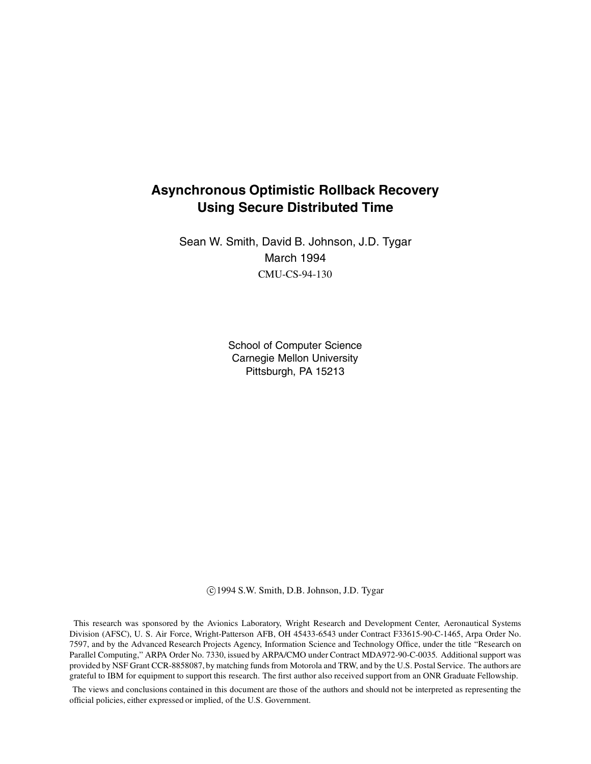# Asynchronous Optimistic Rollback Recovery Using Secure Distributed Time

Sean W. Smith, David B. Johnson, J.D. Tygar

March 1994

CMU-CS-94-130

School of Computer Science
Carnegie Mellon University
Pittsburgh, PA 15213

©1994 S.W. Smith, D.B. Johnson, J.D. Tygar

This research was sponsored by the Avionics Laboratory, Wright Research and Development Center, Aeronautical Systems Division (AFSC), U. S. Air Force, Wright-Patterson AFB, OH 45433-6543 under Contract F33615-90-C-1465, Arpa Order No. 7597, and by the Advanced Research Projects Agency, Information Science and Technology Office, under the title "Research on Parallel Computing," ARPA Order No. 7330, issued by ARPA/CMO under Contract MDA972-90-C-0035. Additional support was provided by NSF Grant CCR-8858087, by matching funds from Motorola and TRW, and by the U.S. Postal Service. The authors are grateful to IBM for equipment to support this research. The first author also received support from an ONR Graduate Fellowship.

The views and conclusions contained in this document are those of the authors and should not be interpreted as representing the official policies, either expressed or implied, of the U.S. Government.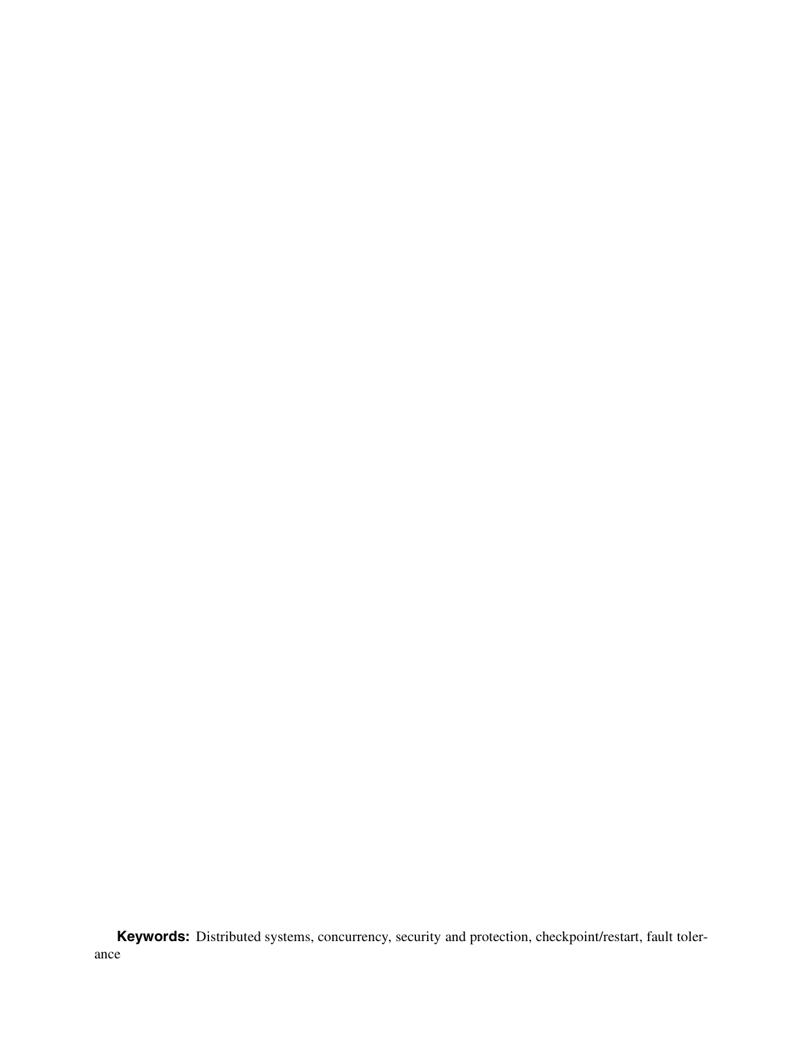**Keywords:** Distributed systems, concurrency, security and protection, checkpoint/restart, fault tolerance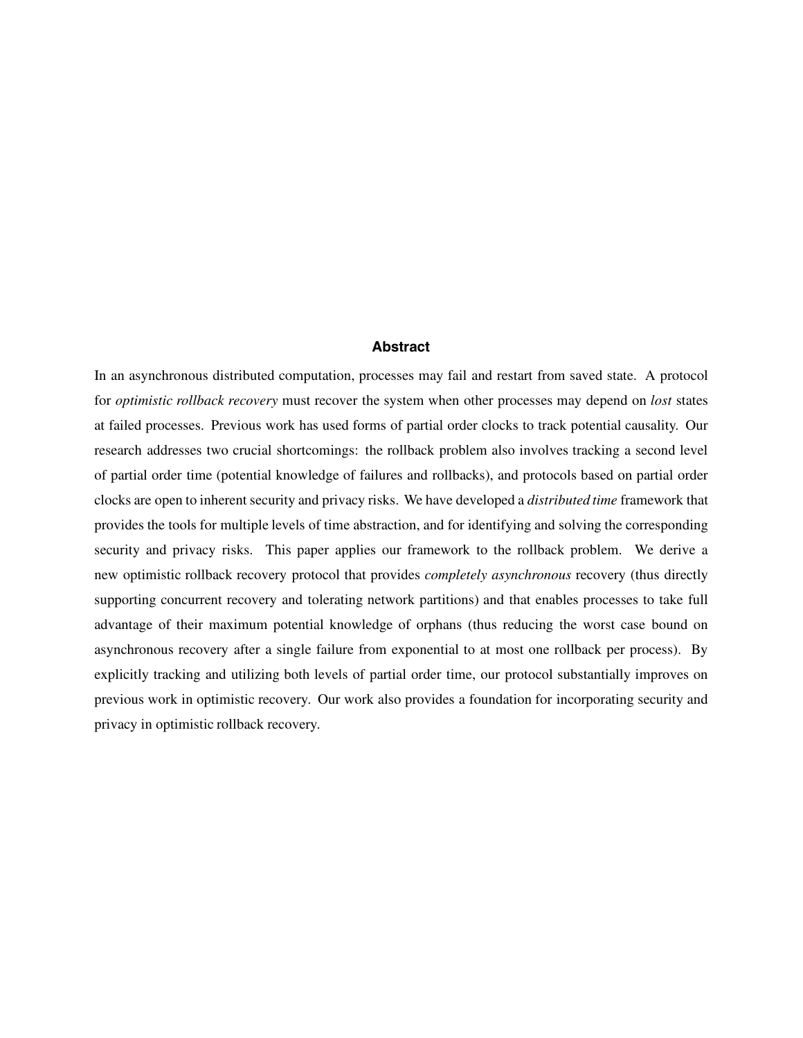## Abstract

In an asynchronous distributed computation, processes may fail and restart from saved state. A protocol for *optimistic rollback recovery* must recover the system when other processes may depend on *lost* states at failed processes. Previous work has used forms of partial order clocks to track potential causality. Our research addresses two crucial shortcomings: the rollback problem also involves tracking a second level of partial order time (potential knowledge of failures and rollbacks), and protocols based on partial order clocks are open to inherent security and privacy risks. We have developed a *distributed time* framework that provides the tools for multiple levels of time abstraction, and for identifying and solving the corresponding security and privacy risks. This paper applies our framework to the rollback problem. We derive a new optimistic rollback recovery protocol that provides *completely asynchronous* recovery (thus directly supporting concurrent recovery and tolerating network partitions) and that enables processes to take full advantage of their maximum potential knowledge of orphans (thus reducing the worst case bound on asynchronous recovery after a single failure from exponential to at most one rollback per process). By explicitly tracking and utilizing both levels of partial order time, our protocol substantially improves on previous work in optimistic recovery. Our work also provides a foundation for incorporating security and privacy in optimistic rollback recovery.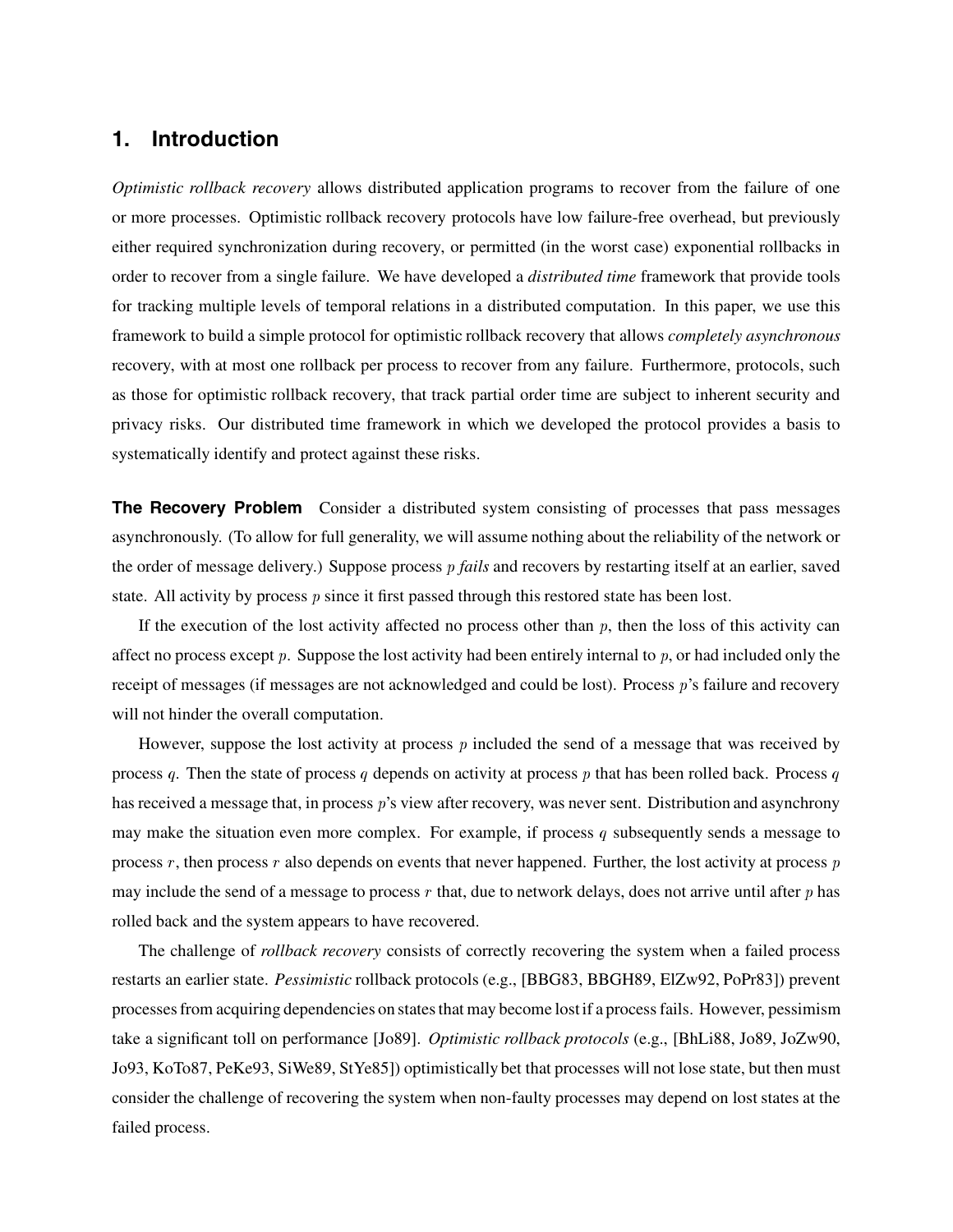## 1. Introduction

*Optimistic rollback recovery* allows distributed application programs to recover from the failure of one or more processes. Optimistic rollback recovery protocols have low failure-free overhead, but previously either required synchronization during recovery, or permitted (in the worst case) exponential rollbacks in order to recover from a single failure. We have developed a *distributed time* framework that provide tools for tracking multiple levels of temporal relations in a distributed computation. In this paper, we use this framework to build a simple protocol for optimistic rollback recovery that allows *completely asynchronous* recovery, with at most one rollback per process to recover from any failure. Furthermore, protocols, such as those for optimistic rollback recovery, that track partial order time are subject to inherent security and privacy risks. Our distributed time framework in which we developed the protocol provides a basis to systematically identify and protect against these risks.

**The Recovery Problem** Consider a distributed system consisting of processes that pass messages asynchronously. (To allow for full generality, we will assume nothing about the reliability of the network or the order of message delivery.) Suppose process $p$ *fails* and recovers by restarting itself at an earlier, saved state. All activity by process $p$ since it first passed through this restored state has been lost.

If the execution of the lost activity affected no process other than $p$, then the loss of this activity can affect no process except $p$. Suppose the lost activity had been entirely internal to $p$, or had included only the receipt of messages (if messages are not acknowledged and could be lost). Process $p$'s failure and recovery will not hinder the overall computation.

However, suppose the lost activity at process $p$ included the send of a message that was received by process $q$. Then the state of process $q$ depends on activity at process $p$ that has been rolled back. Process $q$ has received a message that, in process $p$'s view after recovery, was never sent. Distribution and asynchrony may make the situation even more complex. For example, if process $q$ subsequently sends a message to process $r$, then process $r$ also depends on events that never happened. Further, the lost activity at process $p$ may include the send of a message to process $r$ that, due to network delays, does not arrive until after $p$ has rolled back and the system appears to have recovered.

The challenge of *rollback recovery* consists of correctly recovering the system when a failed process restarts an earlier state. *Pessimistic* rollback protocols (e.g., [BBG83, BBGH89, ElZw92, PoPr83]) prevent processes from acquiring dependencies on states that may become lost if a process fails. However, pessimism take a significant toll on performance [Jo89]. *Optimistic rollback protocols* (e.g., [BhLi88, Jo89, JoZw90, Jo93, KoTo87, PeKe93, SiWe89, StYe85]) optimistically bet that processes will not lose state, but then must consider the challenge of recovering the system when non-faulty processes may depend on lost states at the failed process.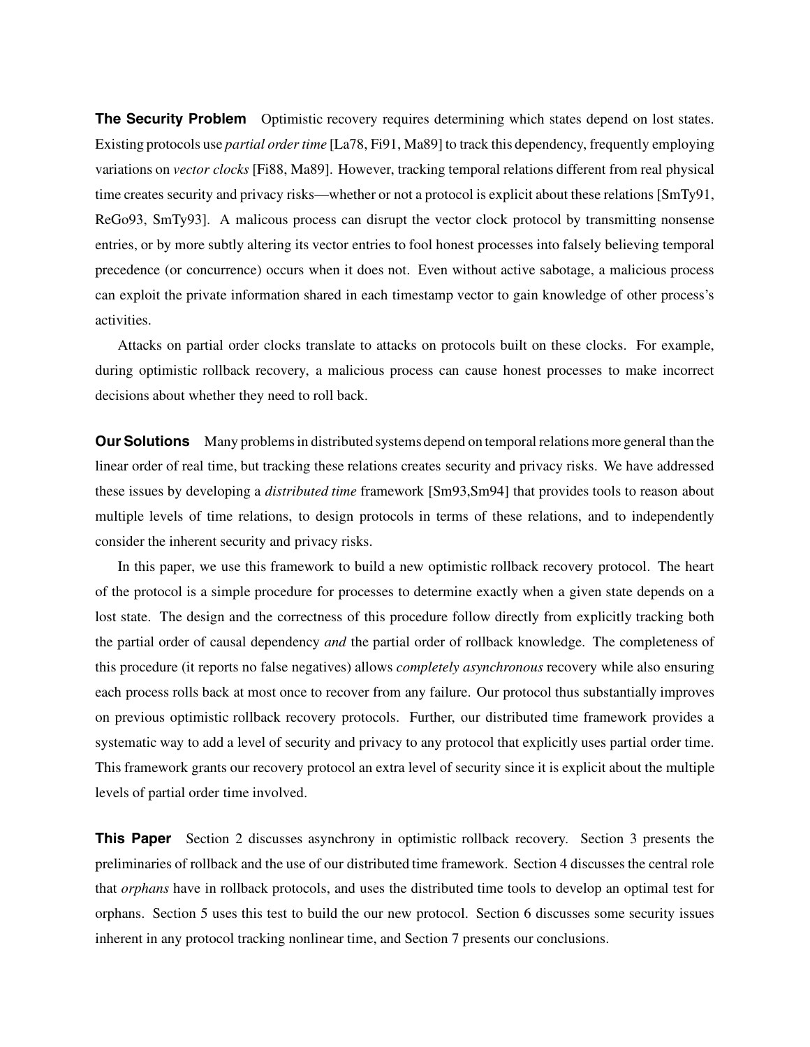**The Security Problem** Optimistic recovery requires determining which states depend on lost states. Existing protocols use *partial order time* [La78, Fi91, Ma89] to track this dependency, frequently employing variations on *vector clocks* [Fi88, Ma89]. However, tracking temporal relations different from real physical time creates security and privacy risks—whether or not a protocol is explicit about these relations [SmTy91, ReGo93, SmTy93]. A malicous process can disrupt the vector clock protocol by transmitting nonsense entries, or by more subtly altering its vector entries to fool honest processes into falsely believing temporal precedence (or concurrence) occurs when it does not. Even without active sabotage, a malicious process can exploit the private information shared in each timestamp vector to gain knowledge of other process's activities.

Attacks on partial order clocks translate to attacks on protocols built on these clocks. For example, during optimistic rollback recovery, a malicious process can cause honest processes to make incorrect decisions about whether they need to roll back.

**Our Solutions** Many problems in distributed systems depend on temporal relations more general than the linear order of real time, but tracking these relations creates security and privacy risks. We have addressed these issues by developing a *distributed time* framework [Sm93,Sm94] that provides tools to reason about multiple levels of time relations, to design protocols in terms of these relations, and to independently consider the inherent security and privacy risks.

In this paper, we use this framework to build a new optimistic rollback recovery protocol. The heart of the protocol is a simple procedure for processes to determine exactly when a given state depends on a lost state. The design and the correctness of this procedure follow directly from explicitly tracking both the partial order of causal dependency *and* the partial order of rollback knowledge. The completeness of this procedure (it reports no false negatives) allows *completely asynchronous* recovery while also ensuring each process rolls back at most once to recover from any failure. Our protocol thus substantially improves on previous optimistic rollback recovery protocols. Further, our distributed time framework provides a systematic way to add a level of security and privacy to any protocol that explicitly uses partial order time. This framework grants our recovery protocol an extra level of security since it is explicit about the multiple levels of partial order time involved.

**This Paper** Section 2 discusses asynchrony in optimistic rollback recovery. Section 3 presents the preliminaries of rollback and the use of our distributed time framework. Section 4 discusses the central role that *orphans* have in rollback protocols, and uses the distributed time tools to develop an optimal test for orphans. Section 5 uses this test to build the our new protocol. Section 6 discusses some security issues inherent in any protocol tracking nonlinear time, and Section 7 presents our conclusions.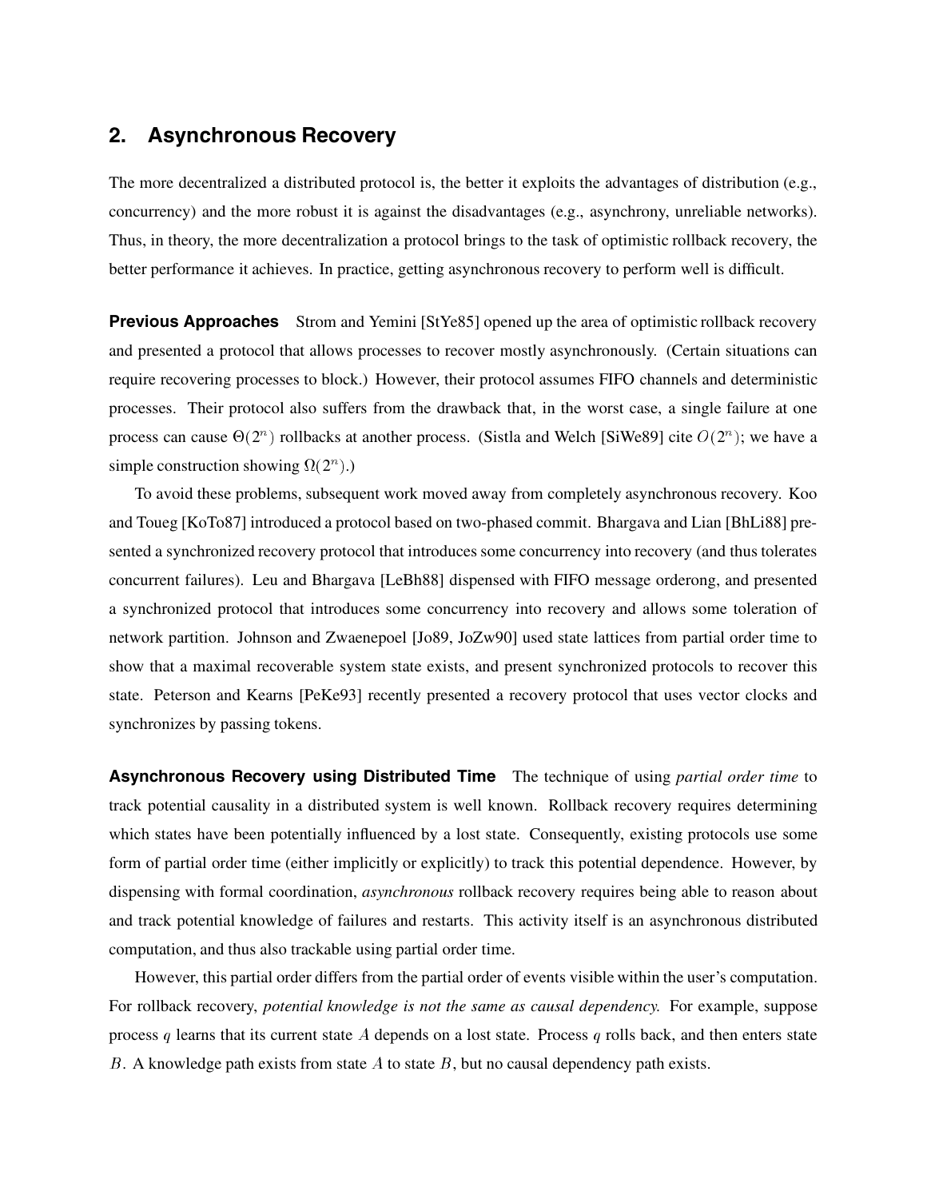## 2. Asynchronous Recovery

The more decentralized a distributed protocol is, the better it exploits the advantages of distribution (e.g., concurrency) and the more robust it is against the disadvantages (e.g., asynchrony, unreliable networks). Thus, in theory, the more decentralization a protocol brings to the task of optimistic rollback recovery, the better performance it achieves. In practice, getting asynchronous recovery to perform well is difficult.

**Previous Approaches** Strom and Yemini [StYe85] opened up the area of optimistic rollback recovery and presented a protocol that allows processes to recover mostly asynchronously. (Certain situations can require recovering processes to block.) However, their protocol assumes FIFO channels and deterministic processes. Their protocol also suffers from the drawback that, in the worst case, a single failure at one process can cause $\Theta(2^n)$ rollbacks at another process. (Sistla and Welch [SiWe89] cite $O(2^n)$; we have a simple construction showing $\Omega(2^n)$.)

To avoid these problems, subsequent work moved away from completely asynchronous recovery. Koo and Toueg [KoTo87] introduced a protocol based on two-phased commit. Bhargava and Lian [BhLi88] presented a synchronized recovery protocol that introduces some concurrency into recovery (and thus tolerates concurrent failures). Leu and Bhargava [LeBh88] dispensed with FIFO message orderong, and presented a synchronized protocol that introduces some concurrency into recovery and allows some toleration of network partition. Johnson and Zwaenepoel [Jo89, JoZw90] used state lattices from partial order time to show that a maximal recoverable system state exists, and present synchronized protocols to recover this state. Peterson and Kearns [PeKe93] recently presented a recovery protocol that uses vector clocks and synchronizes by passing tokens.

**Asynchronous Recovery using Distributed Time** The technique of using *partial order time* to track potential causality in a distributed system is well known. Rollback recovery requires determining which states have been potentially influenced by a lost state. Consequently, existing protocols use some form of partial order time (either implicitly or explicitly) to track this potential dependence. However, by dispensing with formal coordination, *asynchronous* rollback recovery requires being able to reason about and track potential knowledge of failures and restarts. This activity itself is an asynchronous distributed computation, and thus also trackable using partial order time.

However, this partial order differs from the partial order of events visible within the user's computation. For rollback recovery, *potential knowledge is not the same as causal dependency.* For example, suppose process $q$ learns that its current state $A$ depends on a lost state. Process $q$ rolls back, and then enters state $B$. A knowledge path exists from state $A$ to state $B$, but no causal dependency path exists.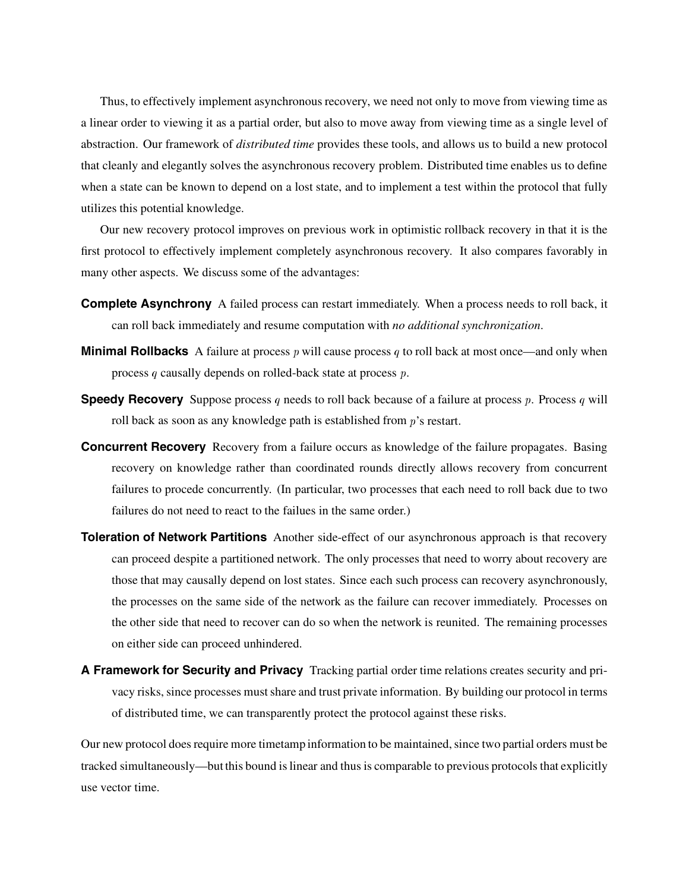Thus, to effectively implement asynchronous recovery, we need not only to move from viewing time as a linear order to viewing it as a partial order, but also to move away from viewing time as a single level of abstraction. Our framework of *distributed time* provides these tools, and allows us to build a new protocol that cleanly and elegantly solves the asynchronous recovery problem. Distributed time enables us to define when a state can be known to depend on a lost state, and to implement a test within the protocol that fully utilizes this potential knowledge.

Our new recovery protocol improves on previous work in optimistic rollback recovery in that it is the first protocol to effectively implement completely asynchronous recovery. It also compares favorably in many other aspects. We discuss some of the advantages:

**Complete Asynchrony** A failed process can restart immediately. When a process needs to roll back, it can roll back immediately and resume computation with *no additional synchronization*.

**Minimal Rollbacks** A failure at process $p$ will cause process $q$ to roll back at most once—and only when process $q$ causally depends on rolled-back state at process $p$.

**Speedy Recovery** Suppose process $q$ needs to roll back because of a failure at process $p$. Process $q$ will roll back as soon as any knowledge path is established from $p$'s restart.

**Concurrent Recovery** Recovery from a failure occurs as knowledge of the failure propagates. Basing recovery on knowledge rather than coordinated rounds directly allows recovery from concurrent failures to procede concurrently. (In particular, two processes that each need to roll back due to two failures do not need to react to the failues in the same order.)

**Toleration of Network Partitions** Another side-effect of our asynchronous approach is that recovery can proceed despite a partitioned network. The only processes that need to worry about recovery are those that may causally depend on lost states. Since each such process can recovery asynchronously, the processes on the same side of the network as the failure can recover immediately. Processes on the other side that need to recover can do so when the network is reunited. The remaining processes on either side can proceed unhindered.

**A Framework for Security and Privacy** Tracking partial order time relations creates security and privacy risks, since processes must share and trust private information. By building our protocol in terms of distributed time, we can transparently protect the protocol against these risks.

Our new protocol does require more timetamp information to be maintained, since two partial orders must be tracked simultaneously—but this bound is linear and thus is comparable to previous protocols that explicitly use vector time.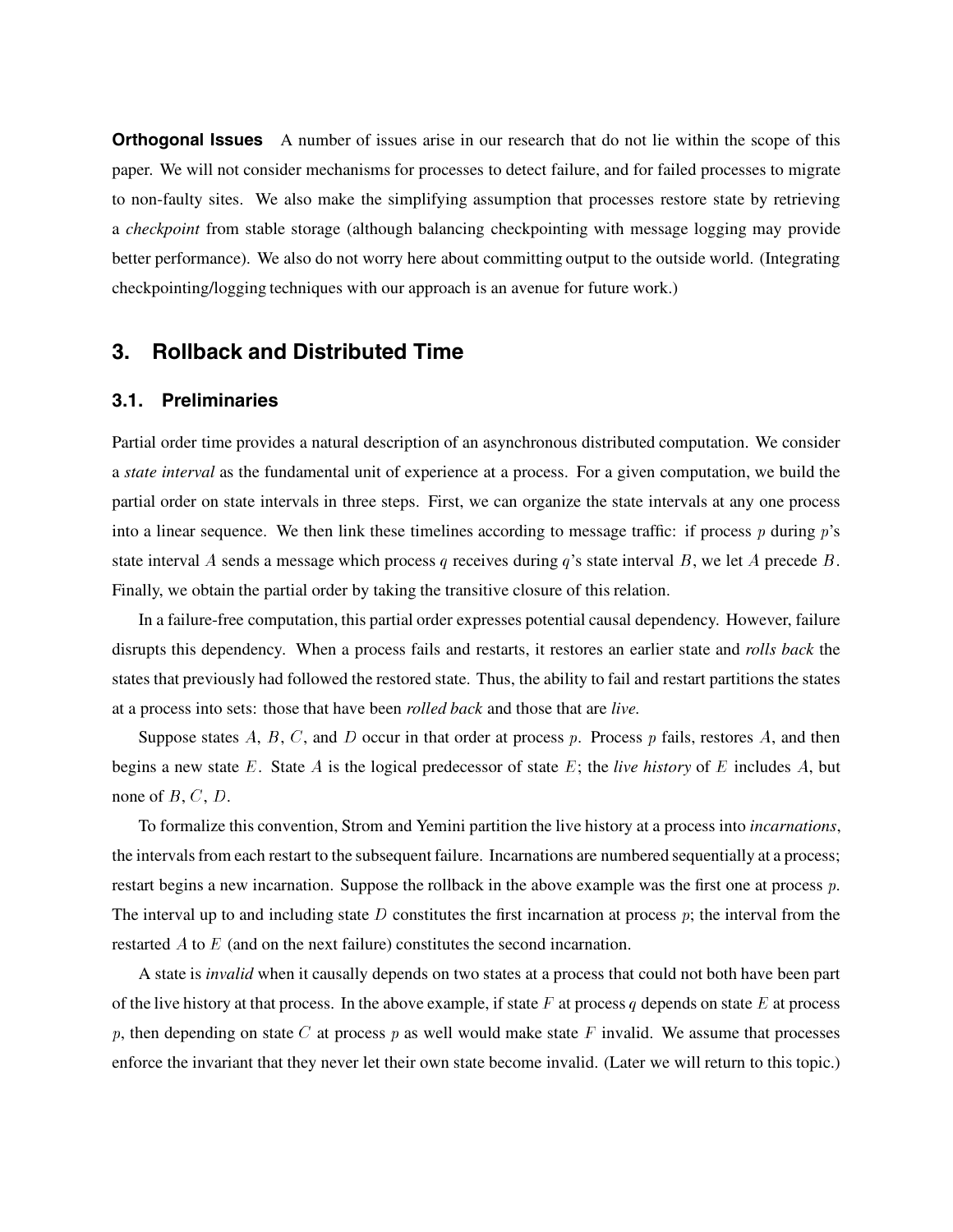**Orthogonal Issues** A number of issues arise in our research that do not lie within the scope of this paper. We will not consider mechanisms for processes to detect failure, and for failed processes to migrate to non-faulty sites. We also make the simplifying assumption that processes restore state by retrieving a *checkpoint* from stable storage (although balancing checkpointing with message logging may provide better performance). We also do not worry here about committing output to the outside world. (Integrating checkpointing/logging techniques with our approach is an avenue for future work.)

## 3. Rollback and Distributed Time

### 3.1. Preliminaries

Partial order time provides a natural description of an asynchronous distributed computation. We consider a *state interval* as the fundamental unit of experience at a process. For a given computation, we build the partial order on state intervals in three steps. First, we can organize the state intervals at any one process into a linear sequence. We then link these timelines according to message traffic: if process $p$ during $p$'s state interval $A$ sends a message which process $q$ receives during $q$'s state interval $B$, we let $A$ precede $B$. Finally, we obtain the partial order by taking the transitive closure of this relation.

In a failure-free computation, this partial order expresses potential causal dependency. However, failure disrupts this dependency. When a process fails and restarts, it restores an earlier state and *rolls back* the states that previously had followed the restored state. Thus, the ability to fail and restart partitions the states at a process into sets: those that have been *rolled back* and those that are *live.*

Suppose states $A$, $B$, $C$, and $D$ occur in that order at process $p$. Process $p$ fails, restores $A$, and then begins a new state $E$. State $A$ is the logical predecessor of state $E$; the *live history* of $E$ includes $A$, but none of $B$, $C$, $D$.

To formalize this convention, Strom and Yemini partition the live history at a process into *incarnations*, the intervals from each restart to the subsequent failure. Incarnations are numbered sequentially at a process; restart begins a new incarnation. Suppose the rollback in the above example was the first one at process $p$. The interval up to and including state $D$ constitutes the first incarnation at process $p$; the interval from the restarted $A$ to $E$ (and on the next failure) constitutes the second incarnation.

A state is *invalid* when it causally depends on two states at a process that could not both have been part of the live history at that process. In the above example, if state $F$ at process $q$ depends on state $E$ at process $p$, then depending on state $C$ at process $p$ as well would make state $F$ invalid. We assume that processes enforce the invariant that they never let their own state become invalid. (Later we will return to this topic.)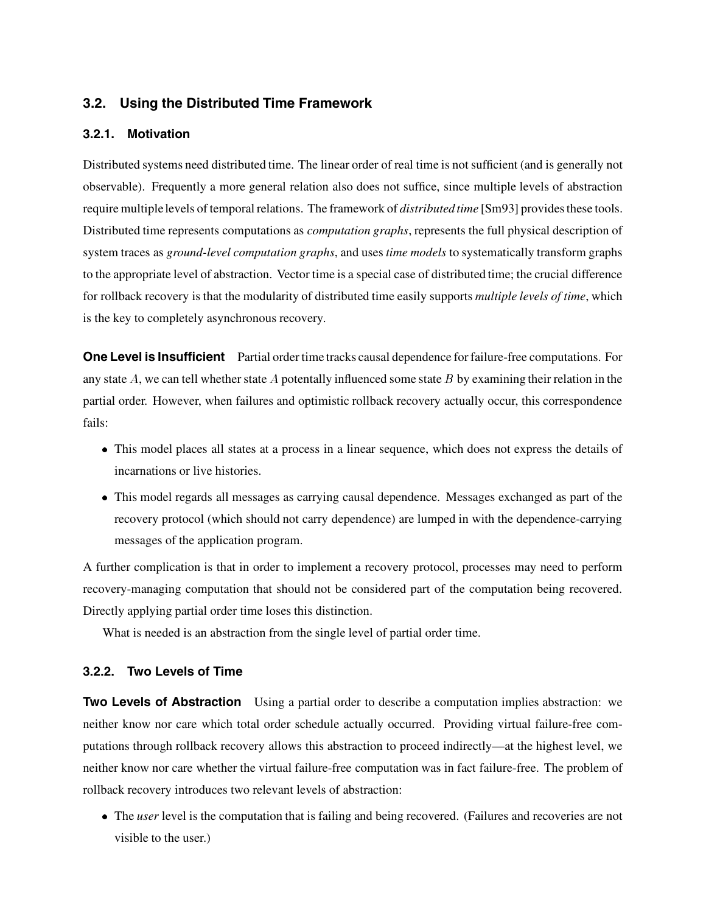## 3.2. Using the Distributed Time Framework

### 3.2.1. Motivation

Distributed systems need distributed time. The linear order of real time is not sufficient (and is generally not observable). Frequently a more general relation also does not suffice, since multiple levels of abstraction require multiple levels of temporal relations. The framework of *distributed time* [Sm93] provides these tools. Distributed time represents computations as *computation graphs*, represents the full physical description of system traces as *ground-level computation graphs*, and uses *time models* to systematically transform graphs to the appropriate level of abstraction. Vector time is a special case of distributed time; the crucial difference for rollback recovery is that the modularity of distributed time easily supports *multiple levels of time*, which is the key to completely asynchronous recovery.

**One Level is Insufficient** Partial order time tracks causal dependence for failure-free computations. For any state $A$, we can tell whether state $A$ potentally influenced some state $B$ by examining their relation in the partial order. However, when failures and optimistic rollback recovery actually occur, this correspondence fails:

- This model places all states at a process in a linear sequence, which does not express the details of incarnations or live histories.
- This model regards all messages as carrying causal dependence. Messages exchanged as part of the recovery protocol (which should not carry dependence) are lumped in with the dependence-carrying messages of the application program.

A further complication is that in order to implement a recovery protocol, processes may need to perform recovery-managing computation that should not be considered part of the computation being recovered. Directly applying partial order time loses this distinction.

What is needed is an abstraction from the single level of partial order time.

### 3.2.2. Two Levels of Time

**Two Levels of Abstraction** Using a partial order to describe a computation implies abstraction: we neither know nor care which total order schedule actually occurred. Providing virtual failure-free computations through rollback recovery allows this abstraction to proceed indirectly—at the highest level, we neither know nor care whether the virtual failure-free computation was in fact failure-free. The problem of rollback recovery introduces two relevant levels of abstraction:

- The *user* level is the computation that is failing and being recovered. (Failures and recoveries are not visible to the user.)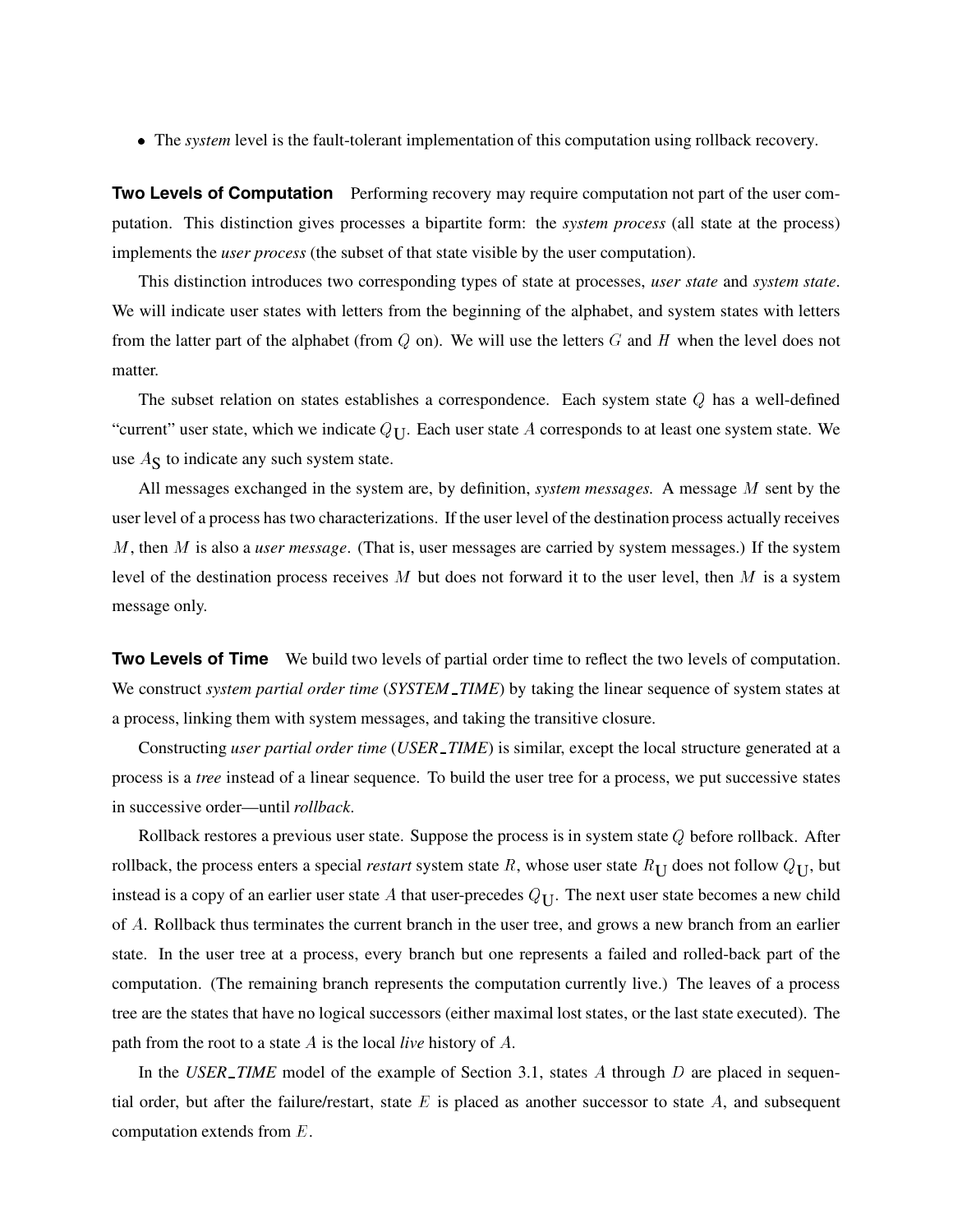- The *system* level is the fault-tolerant implementation of this computation using rollback recovery.

**Two Levels of Computation** Performing recovery may require computation not part of the user computation. This distinction gives processes a bipartite form: the *system process* (all state at the process) implements the *user process* (the subset of that state visible by the user computation).

This distinction introduces two corresponding types of state at processes, *user state* and *system state*. We will indicate user states with letters from the beginning of the alphabet, and system states with letters from the latter part of the alphabet (from $Q$ on). We will use the letters $G$ and $H$ when the level does not matter.

The subset relation on states establishes a correspondence. Each system state $Q$ has a well-defined "current" user state, which we indicate $Q_{\mathrm{U}}$. Each user state $A$ corresponds to at least one system state. We use $A_{\mathrm{S}}$ to indicate any such system state.

All messages exchanged in the system are, by definition, *system messages.* A message $M$ sent by the user level of a process has two characterizations. If the user level of the destination process actually receives $M$, then $M$ is also a *user message*. (That is, user messages are carried by system messages.) If the system level of the destination process receives $M$ but does not forward it to the user level, then $M$ is a system message only.

**Two Levels of Time** We build two levels of partial order time to reflect the two levels of computation. We construct *system partial order time* (*SYSTEM_TIME*) by taking the linear sequence of system states at a process, linking them with system messages, and taking the transitive closure.

Constructing *user partial order time* (*USER_TIME*) is similar, except the local structure generated at a process is a *tree* instead of a linear sequence. To build the user tree for a process, we put successive states in successive order—until *rollback*.

Rollback restores a previous user state. Suppose the process is in system state $Q$ before rollback. After rollback, the process enters a special *restart* system state $R$, whose user state $R_{\mathrm{U}}$ does not follow $Q_{\mathrm{U}}$, but instead is a copy of an earlier user state $A$ that user-precedes $Q_{\mathrm{U}}$. The next user state becomes a new child of $A$. Rollback thus terminates the current branch in the user tree, and grows a new branch from an earlier state. In the user tree at a process, every branch but one represents a failed and rolled-back part of the computation. (The remaining branch represents the computation currently live.) The leaves of a process tree are the states that have no logical successors (either maximal lost states, or the last state executed). The path from the root to a state $A$ is the local *live* history of $A$.

In the *USER_TIME* model of the example of Section 3.1, states $A$ through $D$ are placed in sequential order, but after the failure/restart, state $E$ is placed as another successor to state $A$, and subsequent computation extends from $E$.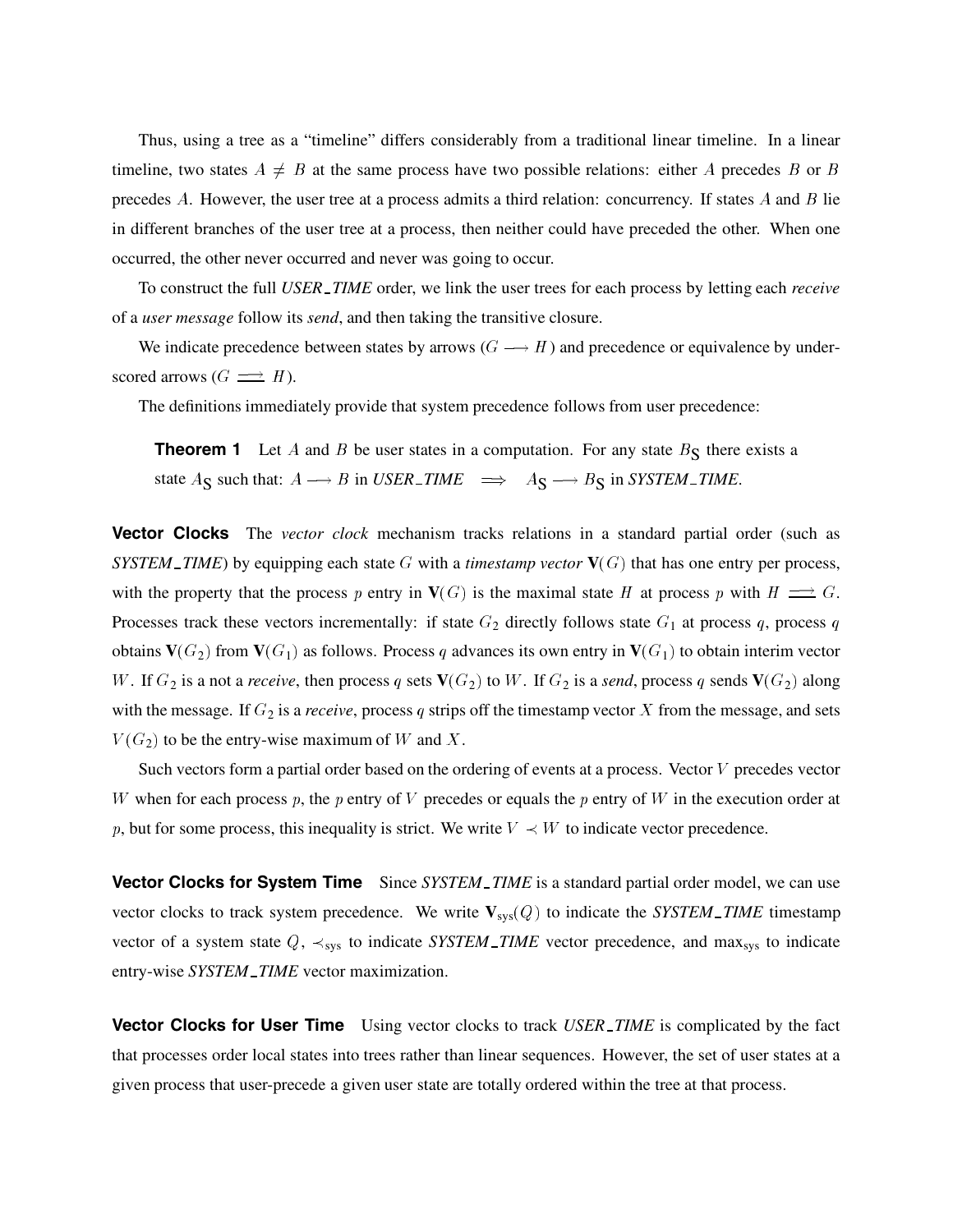Thus, using a tree as a "timeline" differs considerably from a traditional linear timeline. In a linear timeline, two states $A \neq B$ at the same process have two possible relations: either $A$ precedes $B$ or $B$ precedes $A$. However, the user tree at a process admits a third relation: concurrency. If states $A$ and $B$ lie in different branches of the user tree at a process, then neither could have preceded the other. When one occurred, the other never occurred and never was going to occur.

To construct the full *USER_TIME* order, we link the user trees for each process by letting each *receive* of a *user message* follow its *send*, and then taking the transitive closure.

We indicate precedence between states by arrows ($G \longrightarrow H$) and precedence or equivalence by underscored arrows ($G \,\underline{\longrightarrow}\, H$).

The definitions immediately provide that system precedence follows from user precedence:

> **Theorem 1** Let $A$ and $B$ be user states in a computation. For any state $B_{\text{S}}$ there exists a state $A_{\text{S}}$ such that: $A \longrightarrow B$ in *USER_TIME* $\implies$ $A_{\text{S}} \longrightarrow B_{\text{S}}$ in *SYSTEM_TIME*.

**Vector Clocks** The *vector clock* mechanism tracks relations in a standard partial order (such as *SYSTEM_TIME*) by equipping each state $G$ with a *timestamp vector* $\mathbf{V}(G)$ that has one entry per process, with the property that the process $p$ entry in $\mathbf{V}(G)$ is the maximal state $H$ at process $p$ with $H \,\underline{\longrightarrow}\, G$. Processes track these vectors incrementally: if state $G_2$ directly follows state $G_1$ at process $q$, process $q$ obtains $\mathbf{V}(G_2)$ from $\mathbf{V}(G_1)$ as follows. Process $q$ advances its own entry in $\mathbf{V}(G_1)$ to obtain interim vector $W$. If $G_2$ is a not a *receive*, then process $q$ sets $\mathbf{V}(G_2)$ to $W$. If $G_2$ is a *send*, process $q$ sends $\mathbf{V}(G_2)$ along with the message. If $G_2$ is a *receive*, process $q$ strips off the timestamp vector $X$ from the message, and sets $V(G_2)$ to be the entry-wise maximum of $W$ and $X$.

Such vectors form a partial order based on the ordering of events at a process. Vector $V$ precedes vector $W$ when for each process $p$, the $p$ entry of $V$ precedes or equals the $p$ entry of $W$ in the execution order at $p$, but for some process, this inequality is strict. We write $V \prec W$ to indicate vector precedence.

**Vector Clocks for System Time** Since *SYSTEM_TIME* is a standard partial order model, we can use vector clocks to track system precedence. We write $\mathbf{V}_{\text{sys}}(Q)$ to indicate the *SYSTEM_TIME* timestamp vector of a system state $Q$, $\prec_{\text{sys}}$ to indicate *SYSTEM_TIME* vector precedence, and $\max_{\text{sys}}$ to indicate entry-wise *SYSTEM_TIME* vector maximization.

**Vector Clocks for User Time** Using vector clocks to track *USER_TIME* is complicated by the fact that processes order local states into trees rather than linear sequences. However, the set of user states at a given process that user-precede a given user state are totally ordered within the tree at that process.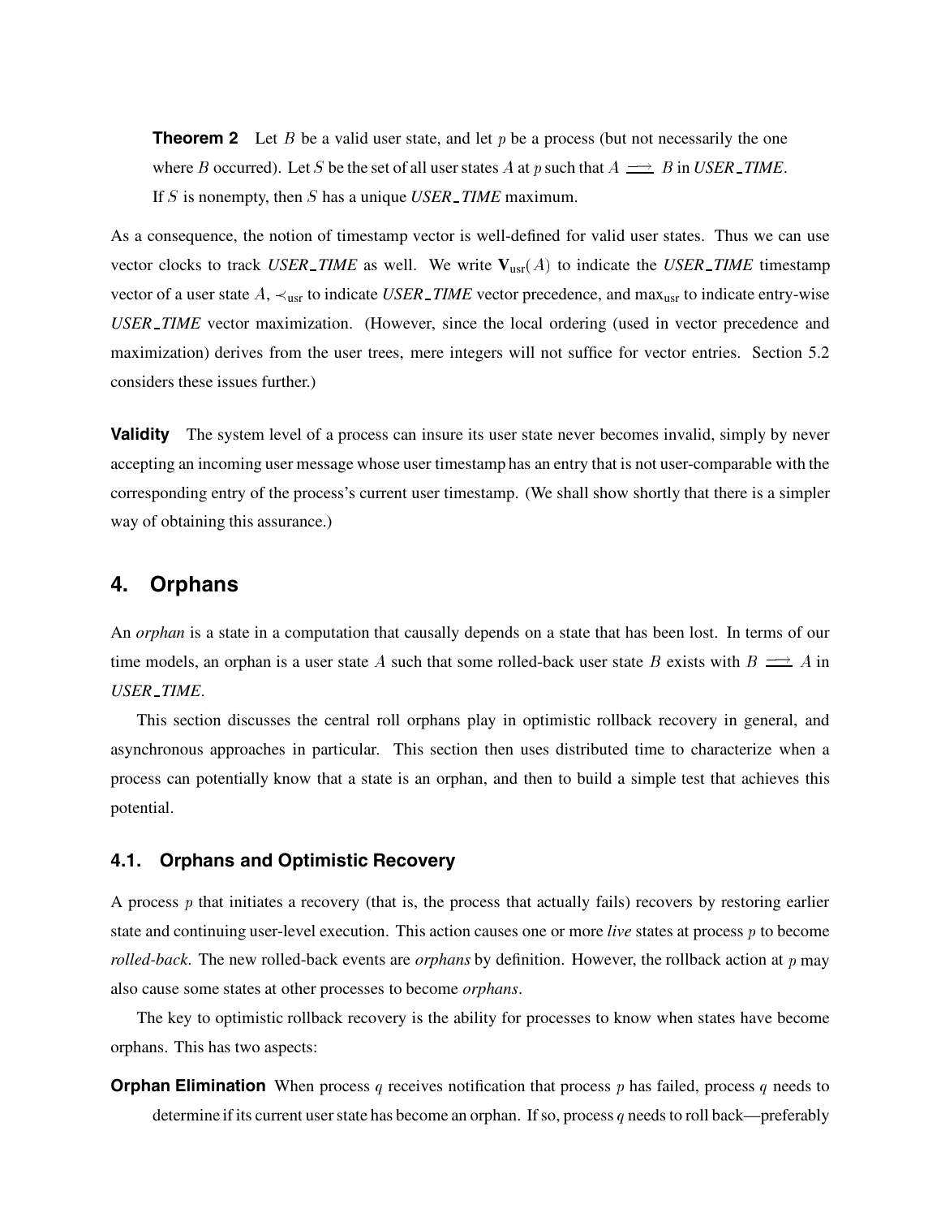**Theorem 2** Let $B$ be a valid user state, and let $p$ be a process (but not necessarily the one where $B$ occurred). Let $S$ be the set of all user states $A$ at $p$ such that $A \Longrightarrow B$ in *USER_TIME*. If $S$ is nonempty, then $S$ has a unique *USER_TIME* maximum.

As a consequence, the notion of timestamp vector is well-defined for valid user states. Thus we can use vector clocks to track *USER_TIME* as well. We write $\mathbf{V}_{\text{usr}}(A)$ to indicate the *USER_TIME* timestamp vector of a user state $A$, $\prec_{\text{usr}}$ to indicate *USER_TIME* vector precedence, and $\max_{\text{usr}}$ to indicate entry-wise *USER_TIME* vector maximization. (However, since the local ordering (used in vector precedence and maximization) derives from the user trees, mere integers will not suffice for vector entries. Section 5.2 considers these issues further.)

**Validity** The system level of a process can insure its user state never becomes invalid, simply by never accepting an incoming user message whose user timestamp has an entry that is not user-comparable with the corresponding entry of the process's current user timestamp. (We shall show shortly that there is a simpler way of obtaining this assurance.)

## 4. Orphans

An *orphan* is a state in a computation that causally depends on a state that has been lost. In terms of our time models, an orphan is a user state $A$ such that some rolled-back user state $B$ exists with $B \Longrightarrow A$ in *USER_TIME*.

This section discusses the central roll orphans play in optimistic rollback recovery in general, and asynchronous approaches in particular. This section then uses distributed time to characterize when a process can potentially know that a state is an orphan, and then to build a simple test that achieves this potential.

### 4.1. Orphans and Optimistic Recovery

A process $p$ that initiates a recovery (that is, the process that actually fails) recovers by restoring earlier state and continuing user-level execution. This action causes one or more *live* states at process $p$ to become *rolled-back*. The new rolled-back events are *orphans* by definition. However, the rollback action at $p$ may also cause some states at other processes to become *orphans*.

The key to optimistic rollback recovery is the ability for processes to know when states have become orphans. This has two aspects:

**Orphan Elimination** When process $q$ receives notification that process $p$ has failed, process $q$ needs to determine if its current user state has become an orphan. If so, process $q$ needs to roll back—preferably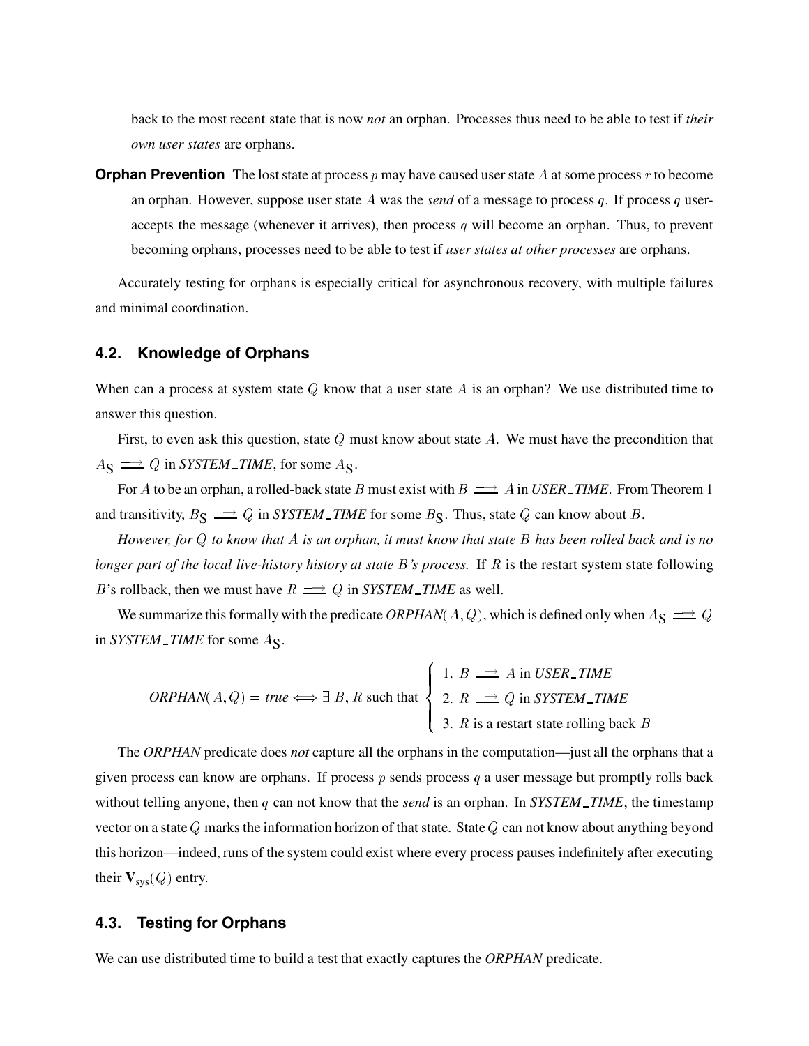back to the most recent state that is now *not* an orphan. Processes thus need to be able to test if *their own user states* are orphans.

**Orphan Prevention** The lost state at process $p$ may have caused user state $A$ at some process $r$ to become an orphan. However, suppose user state $A$ was the *send* of a message to process $q$. If process $q$ user-accepts the message (whenever it arrives), then process $q$ will become an orphan. Thus, to prevent becoming orphans, processes need to be able to test if *user states at other processes* are orphans.

Accurately testing for orphans is especially critical for asynchronous recovery, with multiple failures and minimal coordination.

### 4.2. Knowledge of Orphans

When can a process at system state $Q$ know that a user state $A$ is an orphan? We use distributed time to answer this question.

First, to even ask this question, state $Q$ must know about state $A$. We must have the precondition that $A_{\mathrm{S}} \Longrightarrow Q$ in *SYSTEM_TIME*, for some $A_{\mathrm{S}}$.

For $A$ to be an orphan, a rolled-back state $B$ must exist with $B \Longrightarrow A$ in *USER_TIME*. From Theorem 1 and transitivity, $B_{\mathrm{S}} \Longrightarrow Q$ in *SYSTEM_TIME* for some $B_{\mathrm{S}}$. Thus, state $Q$ can know about $B$.

*However, for $Q$ to know that $A$ is an orphan, it must know that state $B$ has been rolled back and is no longer part of the local live-history history at state $B$'s process.* If $R$ is the restart system state following $B$'s rollback, then we must have $R \Longrightarrow Q$ in *SYSTEM_TIME* as well.

We summarize this formally with the predicate *ORPHAN*$(A, Q)$, which is defined only when $A_{\mathrm{S}} \Longrightarrow Q$ in *SYSTEM_TIME* for some $A_{\mathrm{S}}$.

$$\textit{ORPHAN}(A, Q) = \textit{true} \iff \exists\ B, R \text{ such that } \begin{cases} 1.\ B \Longrightarrow A \text{ in } \textit{USER\_TIME} \\ 2.\ R \Longrightarrow Q \text{ in } \textit{SYSTEM\_TIME} \\ 3.\ R \text{ is a restart state rolling back } B \end{cases}$$

The *ORPHAN* predicate does *not* capture all the orphans in the computation—just all the orphans that a given process can know are orphans. If process $p$ sends process $q$ a user message but promptly rolls back without telling anyone, then $q$ can not know that the *send* is an orphan. In *SYSTEM_TIME*, the timestamp vector on a state $Q$ marks the information horizon of that state. State $Q$ can not know about anything beyond this horizon—indeed, runs of the system could exist where every process pauses indefinitely after executing their $\mathbf{V}_{\mathrm{sys}}(Q)$ entry.

### 4.3. Testing for Orphans

We can use distributed time to build a test that exactly captures the *ORPHAN* predicate.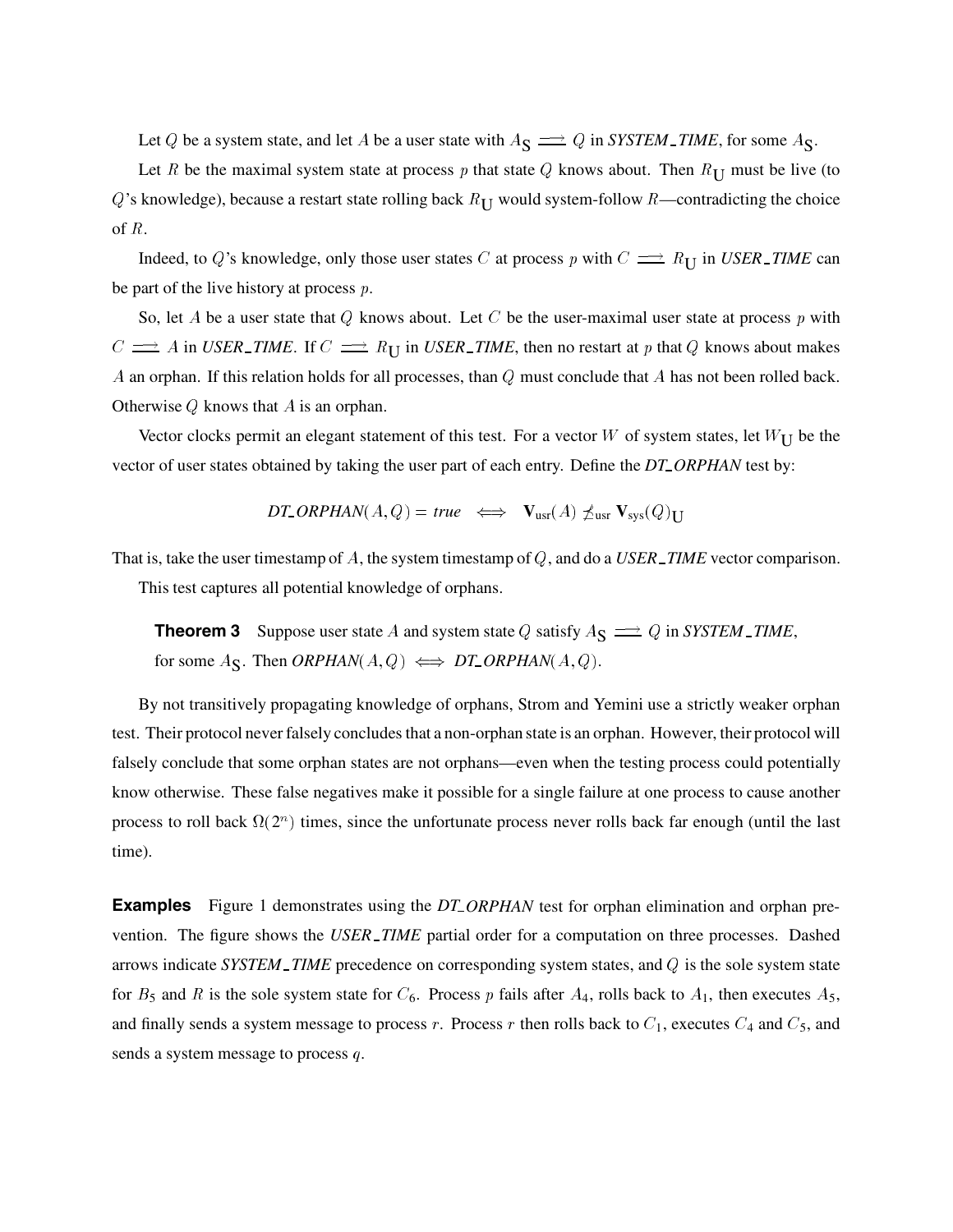Let $Q$ be a system state, and let $A$ be a user state with $A_{\text{S}} \Longrightarrow Q$ in *SYSTEM_TIME*, for some $A_{\text{S}}$.

Let $R$ be the maximal system state at process $p$ that state $Q$ knows about. Then $R_{\text{U}}$ must be live (to $Q$'s knowledge), because a restart state rolling back $R_{\text{U}}$ would system-follow $R$—contradicting the choice of $R$.

Indeed, to $Q$'s knowledge, only those user states $C$ at process $p$ with $C \Longrightarrow R_{\text{U}}$ in *USER_TIME* can be part of the live history at process $p$.

So, let $A$ be a user state that $Q$ knows about. Let $C$ be the user-maximal user state at process $p$ with $C \Longrightarrow A$ in *USER_TIME*. If $C \Longrightarrow R_{\text{U}}$ in *USER_TIME*, then no restart at $p$ that $Q$ knows about makes $A$ an orphan. If this relation holds for all processes, than $Q$ must conclude that $A$ has not been rolled back. Otherwise $Q$ knows that $A$ is an orphan.

Vector clocks permit an elegant statement of this test. For a vector $W$ of system states, let $W_{\text{U}}$ be the vector of user states obtained by taking the user part of each entry. Define the *DT_ORPHAN* test by:

$$\textit{DT\_ORPHAN}(A, Q) = \textit{true} \iff \mathbf{V}_{\text{usr}}(A) \not\leq_{\text{usr}} \mathbf{V}_{\text{sys}}(Q)_{\text{U}}$$

That is, take the user timestamp of $A$, the system timestamp of $Q$, and do a *USER_TIME* vector comparison.

This test captures all potential knowledge of orphans.

> **Theorem 3** Suppose user state $A$ and system state $Q$ satisfy $A_{\text{S}} \Longrightarrow Q$ in *SYSTEM_TIME*, for some $A_{\text{S}}$. Then $\textit{ORPHAN}(A, Q) \iff \textit{DT\_ORPHAN}(A, Q)$.

By not transitively propagating knowledge of orphans, Strom and Yemini use a strictly weaker orphan test. Their protocol never falsely concludes that a non-orphan state is an orphan. However, their protocol will falsely conclude that some orphan states are not orphans—even when the testing process could potentially know otherwise. These false negatives make it possible for a single failure at one process to cause another process to roll back $\Omega(2^n)$ times, since the unfortunate process never rolls back far enough (until the last time).

**Examples** Figure 1 demonstrates using the *DT_ORPHAN* test for orphan elimination and orphan prevention. The figure shows the *USER_TIME* partial order for a computation on three processes. Dashed arrows indicate *SYSTEM_TIME* precedence on corresponding system states, and $Q$ is the sole system state for $B_5$ and $R$ is the sole system state for $C_6$. Process $p$ fails after $A_4$, rolls back to $A_1$, then executes $A_5$, and finally sends a system message to process $r$. Process $r$ then rolls back to $C_1$, executes $C_4$ and $C_5$, and sends a system message to process $q$.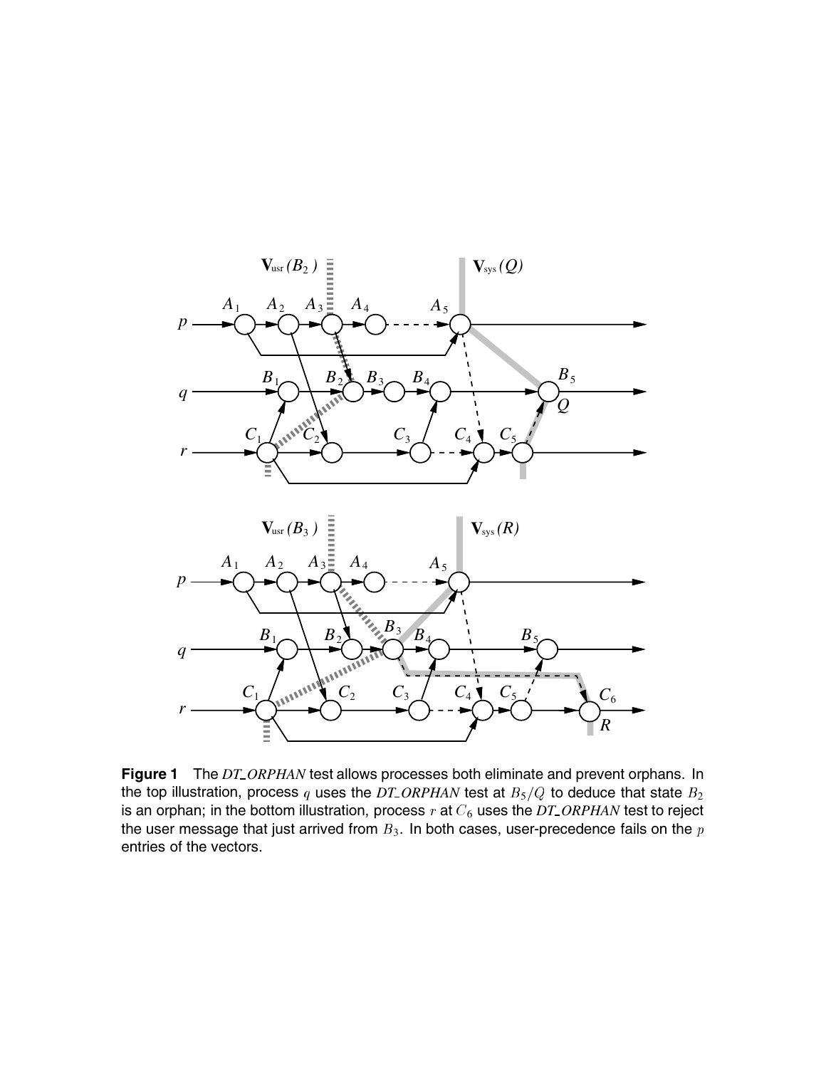**Figure 1** The *DT_ORPHAN* test allows processes both eliminate and prevent orphans. In the top illustration, process $q$ uses the *DT_ORPHAN* test at $B_5/Q$ to deduce that state $B_2$ is an orphan; in the bottom illustration, process $r$ at $C_6$ uses the *DT_ORPHAN* test to reject the user message that just arrived from $B_3$. In both cases, user-precedence fails on the $p$ entries of the vectors.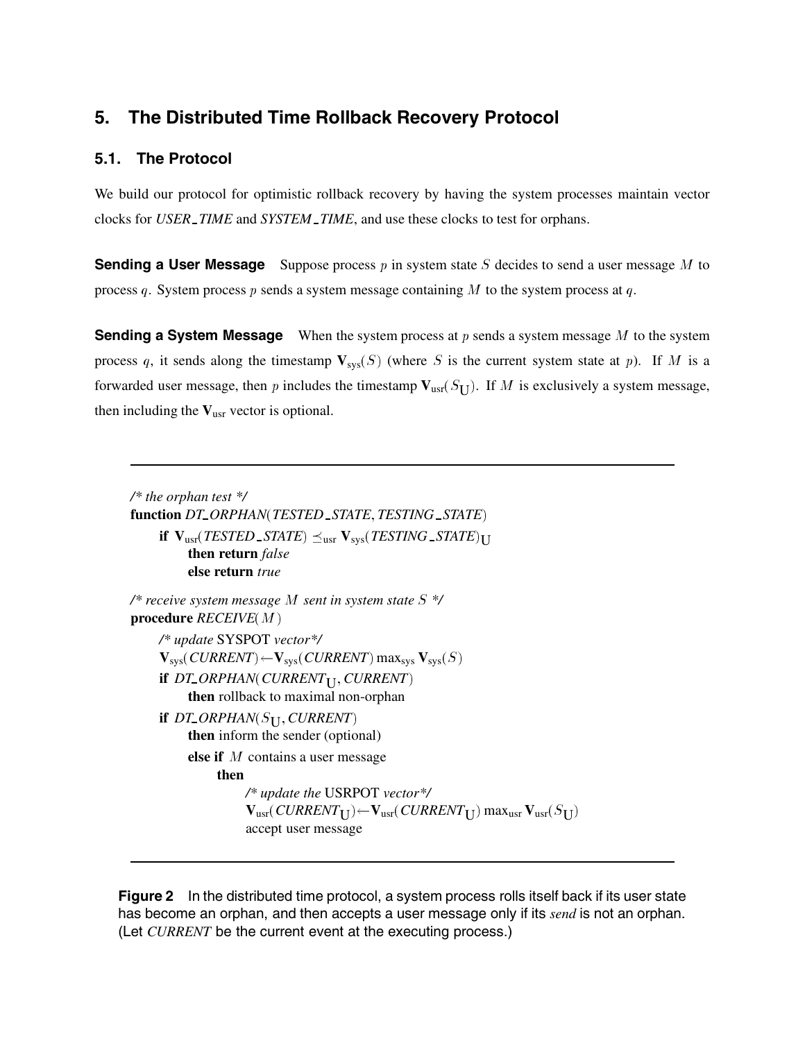## 5. The Distributed Time Rollback Recovery Protocol

### 5.1. The Protocol

We build our protocol for optimistic rollback recovery by having the system processes maintain vector clocks for *USER_TIME* and *SYSTEM_TIME*, and use these clocks to test for orphans.

**Sending a User Message** Suppose process $p$ in system state $S$ decides to send a user message $M$ to process $q$. System process $p$ sends a system message containing $M$ to the system process at $q$.

**Sending a System Message** When the system process at $p$ sends a system message $M$ to the system process $q$, it sends along the timestamp $\mathbf{V}_{\text{sys}}(S)$ (where $S$ is the current system state at $p$). If $M$ is a forwarded user message, then $p$ includes the timestamp $\mathbf{V}_{\text{usr}}(S_{\text{U}})$. If $M$ is exclusively a system message, then including the $\mathbf{V}_{\text{usr}}$ vector is optional.

---

*/\* the orphan test \*/*
**function** *DT_ORPHAN*(*TESTED_STATE*, *TESTING_STATE*)
  **if** $\mathbf{V}_{\text{usr}}(\textit{TESTED\_STATE}) \preceq_{\text{usr}} \mathbf{V}_{\text{sys}}(\textit{TESTING\_STATE})_{\text{U}}$
    **then return** *false*
    **else return** *true*

*/\* receive system message $M$ sent in system state $S$ \*/*
**procedure** *RECEIVE*($M$)
  */\* update* SYSPOT *vector\*/*
  $\mathbf{V}_{\text{sys}}(\textit{CURRENT}) \leftarrow \mathbf{V}_{\text{sys}}(\textit{CURRENT}) \max_{\text{sys}} \mathbf{V}_{\text{sys}}(S)$
  **if** *DT_ORPHAN*($\textit{CURRENT}_{\text{U}}$, *CURRENT*)
    **then** rollback to maximal non-orphan
  **if** *DT_ORPHAN*($S_{\text{U}}$, *CURRENT*)
    **then** inform the sender (optional)
    **else if** $M$ contains a user message
      **then**
        */\* update the* USRPOT *vector\*/*
        $\mathbf{V}_{\text{usr}}(\textit{CURRENT}_{\text{U}}) \leftarrow \mathbf{V}_{\text{usr}}(\textit{CURRENT}_{\text{U}}) \max_{\text{usr}} \mathbf{V}_{\text{usr}}(S_{\text{U}})$
        accept user message

---

**Figure 2** In the distributed time protocol, a system process rolls itself back if its user state has become an orphan, and then accepts a user message only if its *send* is not an orphan. (Let *CURRENT* be the current event at the executing process.)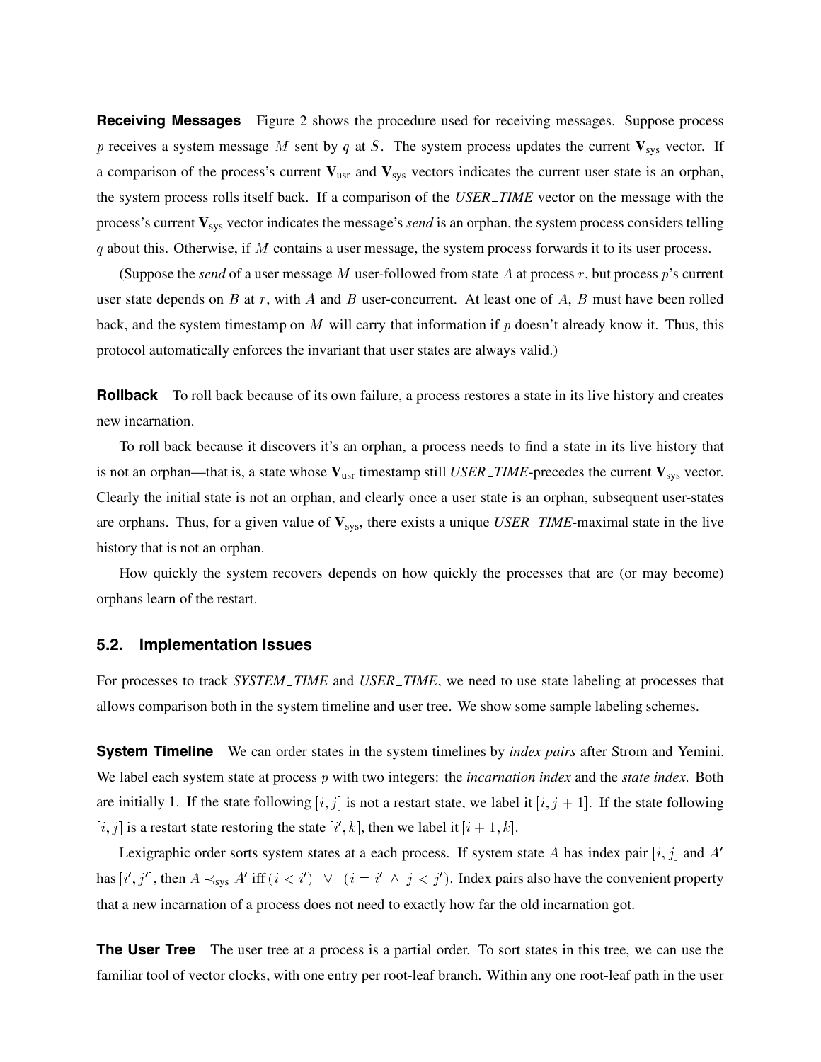**Receiving Messages** Figure 2 shows the procedure used for receiving messages. Suppose process $p$ receives a system message $M$ sent by $q$ at $S$. The system process updates the current $\mathbf{V}_{\text{sys}}$ vector. If a comparison of the process's current $\mathbf{V}_{\text{usr}}$ and $\mathbf{V}_{\text{sys}}$ vectors indicates the current user state is an orphan, the system process rolls itself back. If a comparison of the *USER_TIME* vector on the message with the process's current $\mathbf{V}_{\text{sys}}$ vector indicates the message's *send* is an orphan, the system process considers telling $q$ about this. Otherwise, if $M$ contains a user message, the system process forwards it to its user process.

(Suppose the *send* of a user message $M$ user-followed from state $A$ at process $r$, but process $p$'s current user state depends on $B$ at $r$, with $A$ and $B$ user-concurrent. At least one of $A$, $B$ must have been rolled back, and the system timestamp on $M$ will carry that information if $p$ doesn't already know it. Thus, this protocol automatically enforces the invariant that user states are always valid.)

**Rollback** To roll back because of its own failure, a process restores a state in its live history and creates new incarnation.

To roll back because it discovers it's an orphan, a process needs to find a state in its live history that is not an orphan—that is, a state whose $\mathbf{V}_{\text{usr}}$ timestamp still *USER_TIME*-precedes the current $\mathbf{V}_{\text{sys}}$ vector. Clearly the initial state is not an orphan, and clearly once a user state is an orphan, subsequent user-states are orphans. Thus, for a given value of $\mathbf{V}_{\text{sys}}$, there exists a unique *USER_TIME*-maximal state in the live history that is not an orphan.

How quickly the system recovers depends on how quickly the processes that are (or may become) orphans learn of the restart.

## 5.2. Implementation Issues

For processes to track *SYSTEM_TIME* and *USER_TIME*, we need to use state labeling at processes that allows comparison both in the system timeline and user tree. We show some sample labeling schemes.

**System Timeline** We can order states in the system timelines by *index pairs* after Strom and Yemini. We label each system state at process $p$ with two integers: the *incarnation index* and the *state index*. Both are initially 1. If the state following $[i, j]$ is not a restart state, we label it $[i, j+1]$. If the state following $[i, j]$ is a restart state restoring the state $[i', k]$, then we label it $[i+1, k]$.

Lexigraphic order sorts system states at a each process. If system state $A$ has index pair $[i, j]$ and $A'$ has $[i', j']$, then $A \prec_{\text{sys}} A'$ iff $(i < i') \;\vee\; (i = i' \;\wedge\; j < j')$. Index pairs also have the convenient property that a new incarnation of a process does not need to exactly how far the old incarnation got.

**The User Tree** The user tree at a process is a partial order. To sort states in this tree, we can use the familiar tool of vector clocks, with one entry per root-leaf branch. Within any one root-leaf path in the user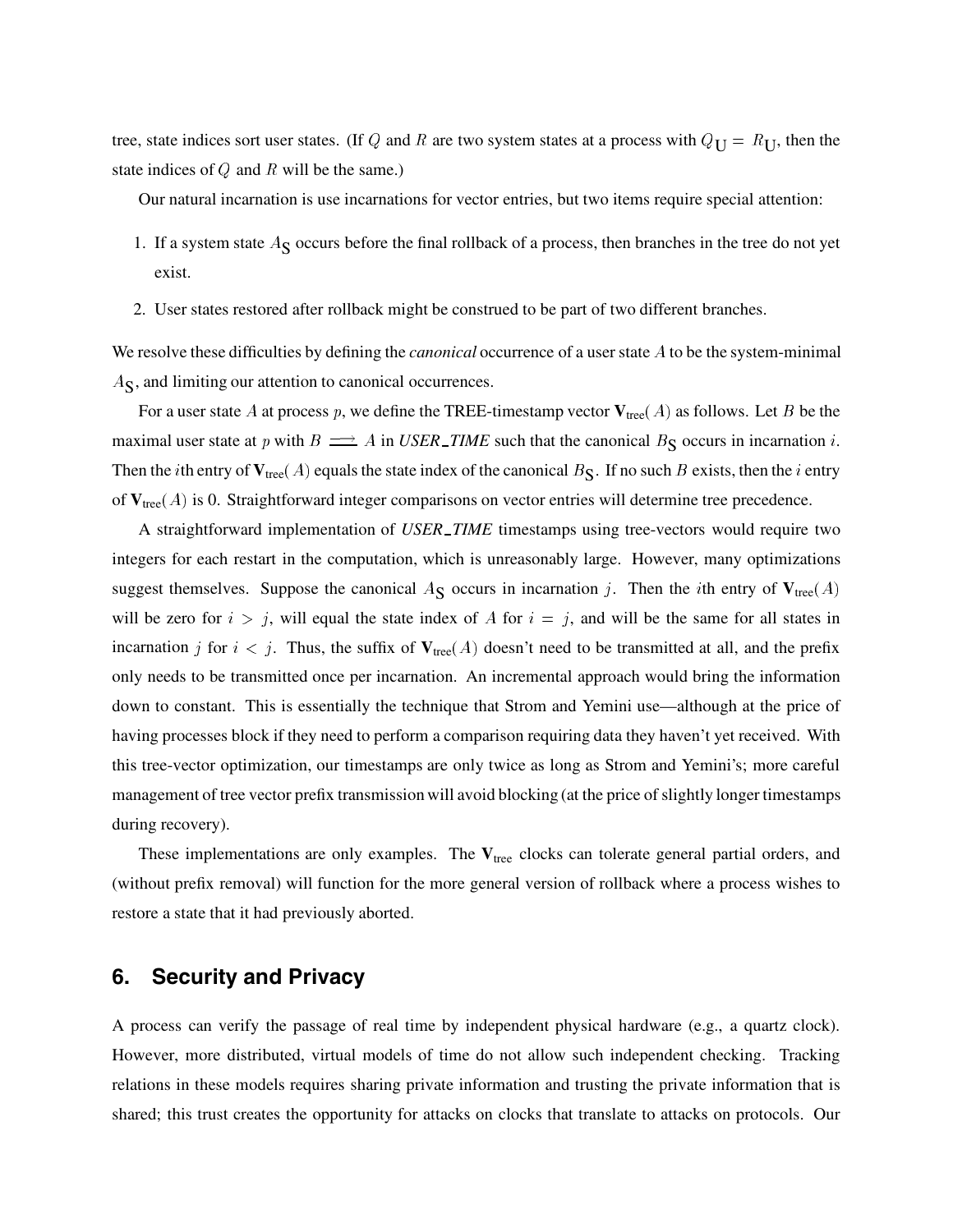tree, state indices sort user states. (If $Q$ and $R$ are two system states at a process with $Q_{\mathrm{U}} = R_{\mathrm{U}}$, then the state indices of $Q$ and $R$ will be the same.)

Our natural incarnation is use incarnations for vector entries, but two items require special attention:

1. If a system state $A_{\mathrm{S}}$ occurs before the final rollback of a process, then branches in the tree do not yet exist.
2. User states restored after rollback might be construed to be part of two different branches.

We resolve these difficulties by defining the *canonical* occurrence of a user state $A$ to be the system-minimal $A_{\mathrm{S}}$, and limiting our attention to canonical occurrences.

For a user state $A$ at process $p$, we define the TREE-timestamp vector $\mathbf{V}_{\text{tree}}(A)$ as follows. Let $B$ be the maximal user state at $p$ with $B \Longrightarrow A$ in *USER_TIME* such that the canonical $B_{\mathrm{S}}$ occurs in incarnation $i$. Then the $i$th entry of $\mathbf{V}_{\text{tree}}(A)$ equals the state index of the canonical $B_{\mathrm{S}}$. If no such $B$ exists, then the $i$ entry of $\mathbf{V}_{\text{tree}}(A)$ is 0. Straightforward integer comparisons on vector entries will determine tree precedence.

A straightforward implementation of *USER_TIME* timestamps using tree-vectors would require two integers for each restart in the computation, which is unreasonably large. However, many optimizations suggest themselves. Suppose the canonical $A_{\mathrm{S}}$ occurs in incarnation $j$. Then the $i$th entry of $\mathbf{V}_{\text{tree}}(A)$ will be zero for $i > j$, will equal the state index of $A$ for $i = j$, and will be the same for all states in incarnation $j$ for $i < j$. Thus, the suffix of $\mathbf{V}_{\text{tree}}(A)$ doesn't need to be transmitted at all, and the prefix only needs to be transmitted once per incarnation. An incremental approach would bring the information down to constant. This is essentially the technique that Strom and Yemini use—although at the price of having processes block if they need to perform a comparison requiring data they haven't yet received. With this tree-vector optimization, our timestamps are only twice as long as Strom and Yemini's; more careful management of tree vector prefix transmission will avoid blocking (at the price of slightly longer timestamps during recovery).

These implementations are only examples. The $\mathbf{V}_{\text{tree}}$ clocks can tolerate general partial orders, and (without prefix removal) will function for the more general version of rollback where a process wishes to restore a state that it had previously aborted.

## 6. Security and Privacy

A process can verify the passage of real time by independent physical hardware (e.g., a quartz clock). However, more distributed, virtual models of time do not allow such independent checking. Tracking relations in these models requires sharing private information and trusting the private information that is shared; this trust creates the opportunity for attacks on clocks that translate to attacks on protocols. Our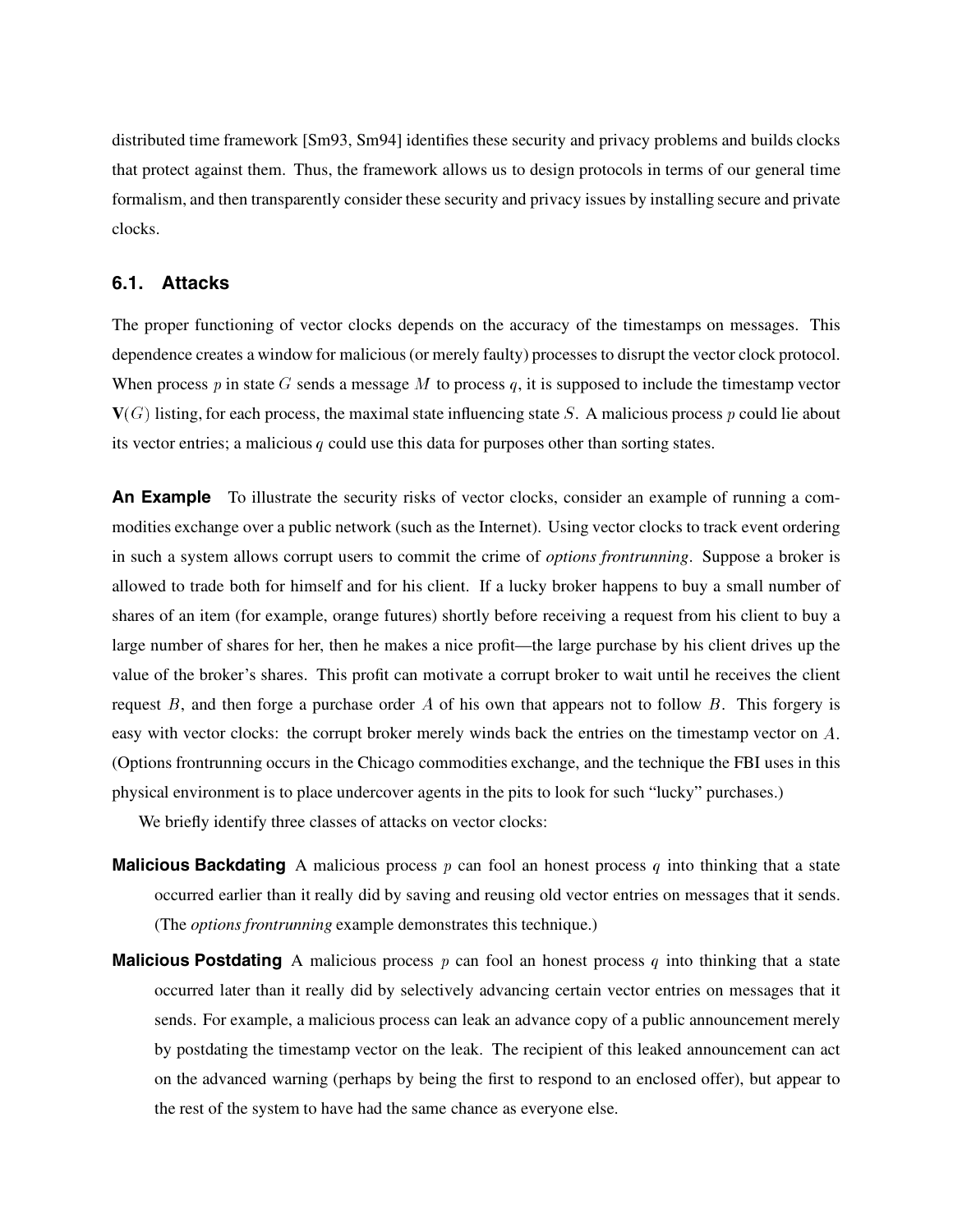distributed time framework [Sm93, Sm94] identifies these security and privacy problems and builds clocks that protect against them. Thus, the framework allows us to design protocols in terms of our general time formalism, and then transparently consider these security and privacy issues by installing secure and private clocks.

### 6.1. Attacks

The proper functioning of vector clocks depends on the accuracy of the timestamps on messages. This dependence creates a window for malicious (or merely faulty) processes to disrupt the vector clock protocol. When process $p$ in state $G$ sends a message $M$ to process $q$, it is supposed to include the timestamp vector $\mathbf{V}(G)$ listing, for each process, the maximal state influencing state $S$. A malicious process $p$ could lie about its vector entries; a malicious $q$ could use this data for purposes other than sorting states.

**An Example** To illustrate the security risks of vector clocks, consider an example of running a commodities exchange over a public network (such as the Internet). Using vector clocks to track event ordering in such a system allows corrupt users to commit the crime of *options frontrunning*. Suppose a broker is allowed to trade both for himself and for his client. If a lucky broker happens to buy a small number of shares of an item (for example, orange futures) shortly before receiving a request from his client to buy a large number of shares for her, then he makes a nice profit—the large purchase by his client drives up the value of the broker's shares. This profit can motivate a corrupt broker to wait until he receives the client request $B$, and then forge a purchase order $A$ of his own that appears not to follow $B$. This forgery is easy with vector clocks: the corrupt broker merely winds back the entries on the timestamp vector on $A$. (Options frontrunning occurs in the Chicago commodities exchange, and the technique the FBI uses in this physical environment is to place undercover agents in the pits to look for such "lucky" purchases.)

We briefly identify three classes of attacks on vector clocks:

**Malicious Backdating** A malicious process $p$ can fool an honest process $q$ into thinking that a state occurred earlier than it really did by saving and reusing old vector entries on messages that it sends. (The *options frontrunning* example demonstrates this technique.)

**Malicious Postdating** A malicious process $p$ can fool an honest process $q$ into thinking that a state occurred later than it really did by selectively advancing certain vector entries on messages that it sends. For example, a malicious process can leak an advance copy of a public announcement merely by postdating the timestamp vector on the leak. The recipient of this leaked announcement can act on the advanced warning (perhaps by being the first to respond to an enclosed offer), but appear to the rest of the system to have had the same chance as everyone else.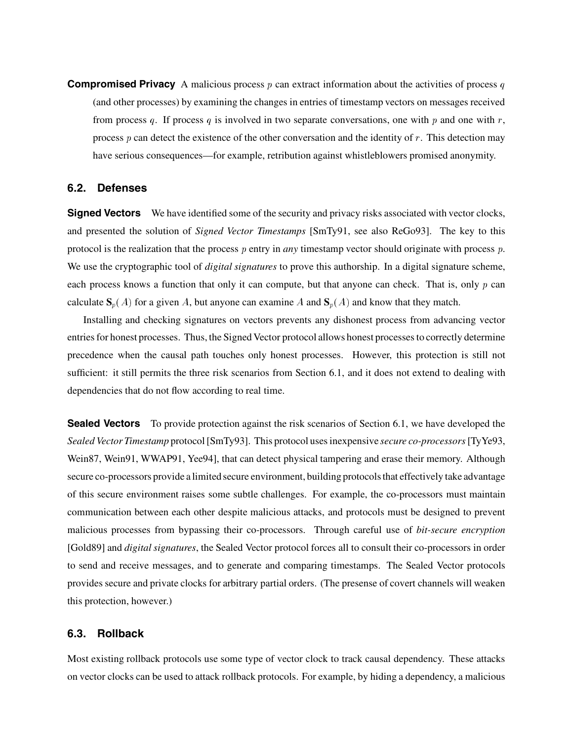**Compromised Privacy** A malicious process $p$ can extract information about the activities of process $q$ (and other processes) by examining the changes in entries of timestamp vectors on messages received from process $q$. If process $q$ is involved in two separate conversations, one with $p$ and one with $r$, process $p$ can detect the existence of the other conversation and the identity of $r$. This detection may have serious consequences—for example, retribution against whistleblowers promised anonymity.

## 6.2. Defenses

**Signed Vectors** We have identified some of the security and privacy risks associated with vector clocks, and presented the solution of *Signed Vector Timestamps* [SmTy91, see also ReGo93]. The key to this protocol is the realization that the process $p$ entry in *any* timestamp vector should originate with process $p$. We use the cryptographic tool of *digital signatures* to prove this authorship. In a digital signature scheme, each process knows a function that only it can compute, but that anyone can check. That is, only $p$ can calculate $\mathbf{S}_p(A)$ for a given $A$, but anyone can examine $A$ and $\mathbf{S}_p(A)$ and know that they match.

Installing and checking signatures on vectors prevents any dishonest process from advancing vector entries for honest processes. Thus, the Signed Vector protocol allows honest processes to correctly determine precedence when the causal path touches only honest processes. However, this protection is still not sufficient: it still permits the three risk scenarios from Section 6.1, and it does not extend to dealing with dependencies that do not flow according to real time.

**Sealed Vectors** To provide protection against the risk scenarios of Section 6.1, we have developed the *Sealed Vector Timestamp* protocol [SmTy93]. This protocol uses inexpensive *secure co-processors* [TyYe93, Wein87, Wein91, WWAP91, Yee94], that can detect physical tampering and erase their memory. Although secure co-processors provide a limited secure environment, building protocols that effectively take advantage of this secure environment raises some subtle challenges. For example, the co-processors must maintain communication between each other despite malicious attacks, and protocols must be designed to prevent malicious processes from bypassing their co-processors. Through careful use of *bit-secure encryption* [Gold89] and *digital signatures*, the Sealed Vector protocol forces all to consult their co-processors in order to send and receive messages, and to generate and comparing timestamps. The Sealed Vector protocols provides secure and private clocks for arbitrary partial orders. (The presense of covert channels will weaken this protection, however.)

## 6.3. Rollback

Most existing rollback protocols use some type of vector clock to track causal dependency. These attacks on vector clocks can be used to attack rollback protocols. For example, by hiding a dependency, a malicious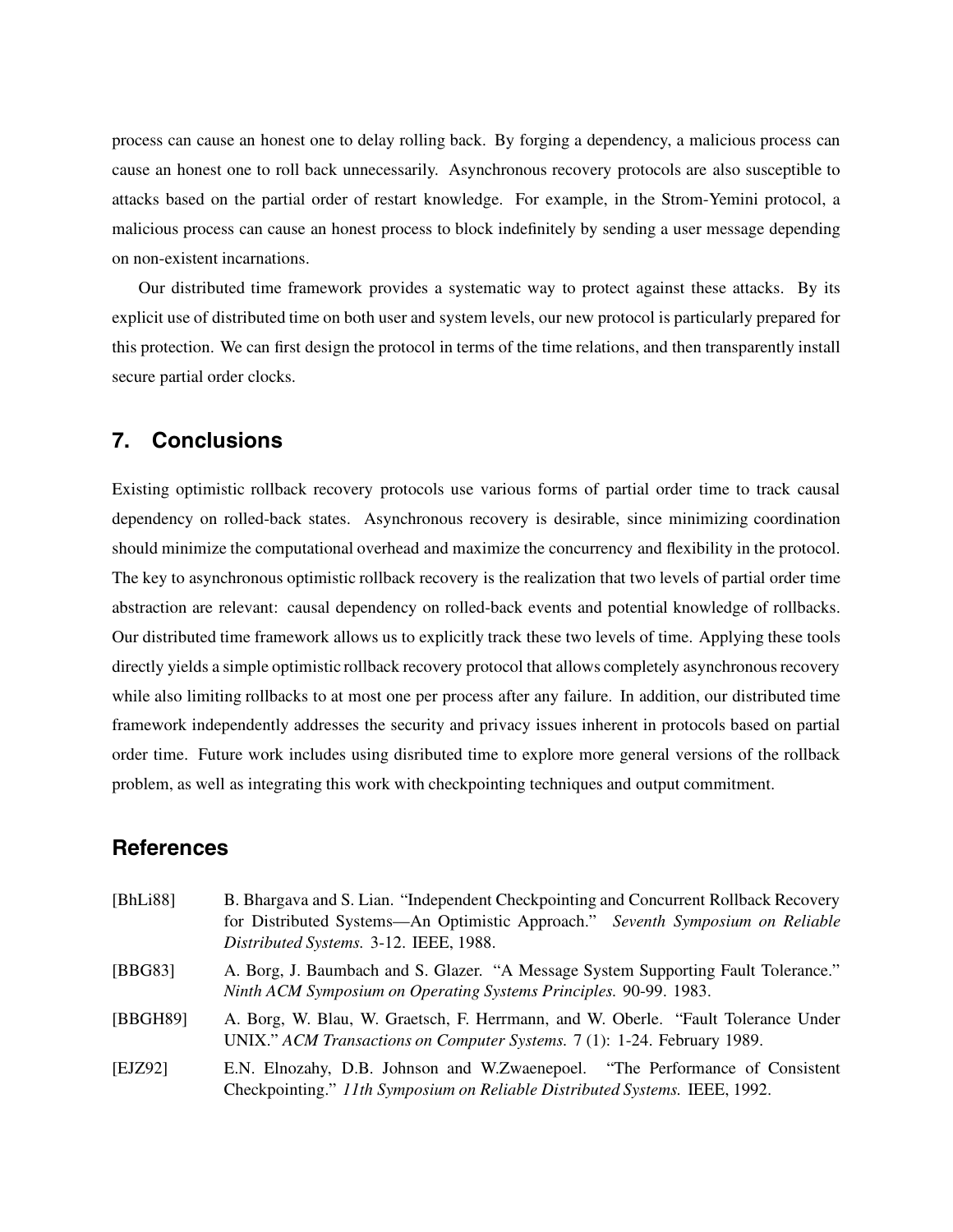process can cause an honest one to delay rolling back. By forging a dependency, a malicious process can cause an honest one to roll back unnecessarily. Asynchronous recovery protocols are also susceptible to attacks based on the partial order of restart knowledge. For example, in the Strom-Yemini protocol, a malicious process can cause an honest process to block indefinitely by sending a user message depending on non-existent incarnations.

Our distributed time framework provides a systematic way to protect against these attacks. By its explicit use of distributed time on both user and system levels, our new protocol is particularly prepared for this protection. We can first design the protocol in terms of the time relations, and then transparently install secure partial order clocks.

## 7. Conclusions

Existing optimistic rollback recovery protocols use various forms of partial order time to track causal dependency on rolled-back states. Asynchronous recovery is desirable, since minimizing coordination should minimize the computational overhead and maximize the concurrency and flexibility in the protocol. The key to asynchronous optimistic rollback recovery is the realization that two levels of partial order time abstraction are relevant: causal dependency on rolled-back events and potential knowledge of rollbacks. Our distributed time framework allows us to explicitly track these two levels of time. Applying these tools directly yields a simple optimistic rollback recovery protocol that allows completely asynchronous recovery while also limiting rollbacks to at most one per process after any failure. In addition, our distributed time framework independently addresses the security and privacy issues inherent in protocols based on partial order time. Future work includes using disributed time to explore more general versions of the rollback problem, as well as integrating this work with checkpointing techniques and output commitment.

## References

[BhLi88] B. Bhargava and S. Lian. "Independent Checkpointing and Concurrent Rollback Recovery for Distributed Systems—An Optimistic Approach." *Seventh Symposium on Reliable Distributed Systems.* 3-12. IEEE, 1988.

[BBG83] A. Borg, J. Baumbach and S. Glazer. "A Message System Supporting Fault Tolerance." *Ninth ACM Symposium on Operating Systems Principles.* 90-99. 1983.

[BBGH89] A. Borg, W. Blau, W. Graetsch, F. Herrmann, and W. Oberle. "Fault Tolerance Under UNIX." *ACM Transactions on Computer Systems.* 7 (1): 1-24. February 1989.

[EJZ92] E.N. Elnozahy, D.B. Johnson and W.Zwaenepoel. "The Performance of Consistent Checkpointing." *11th Symposium on Reliable Distributed Systems.* IEEE, 1992.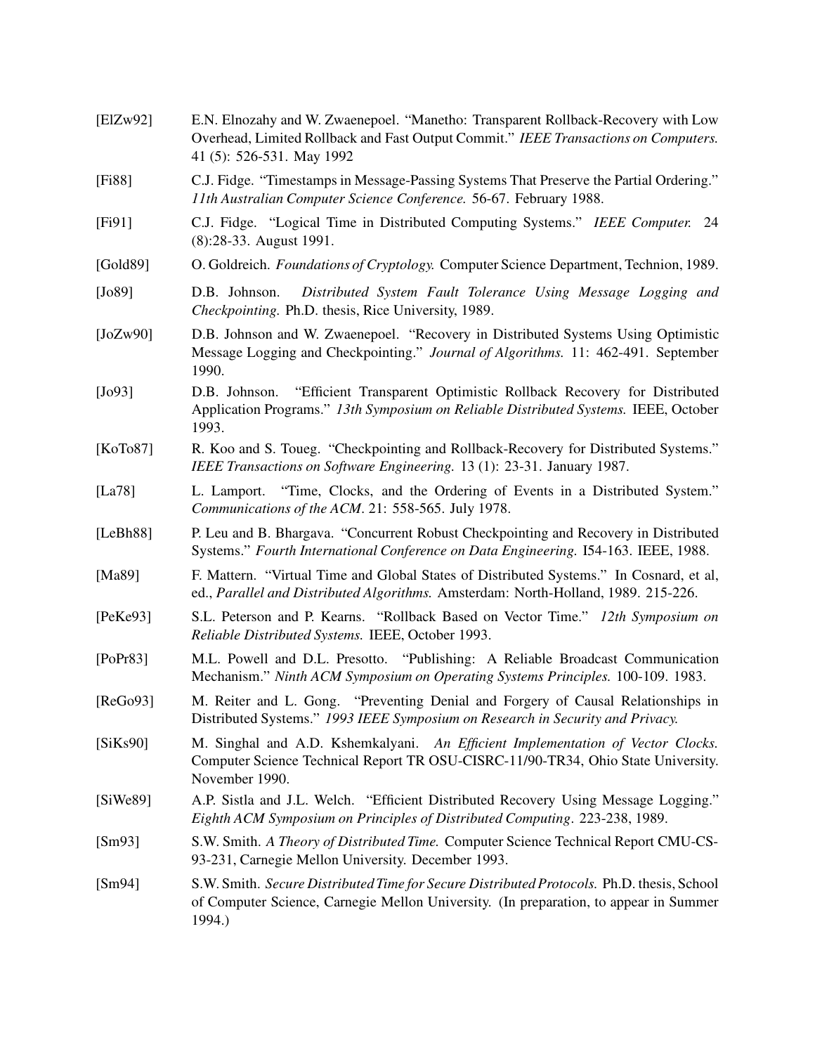[ElZw92] E.N. Elnozahy and W. Zwaenepoel. "Manetho: Transparent Rollback-Recovery with Low Overhead, Limited Rollback and Fast Output Commit." *IEEE Transactions on Computers.* 41 (5): 526-531. May 1992

[Fi88] C.J. Fidge. "Timestamps in Message-Passing Systems That Preserve the Partial Ordering." *11th Australian Computer Science Conference.* 56-67. February 1988.

[Fi91] C.J. Fidge. "Logical Time in Distributed Computing Systems." *IEEE Computer.* 24 (8):28-33. August 1991.

[Gold89] O. Goldreich. *Foundations of Cryptology.* Computer Science Department, Technion, 1989.

[Jo89] D.B. Johnson. *Distributed System Fault Tolerance Using Message Logging and Checkpointing.* Ph.D. thesis, Rice University, 1989.

[JoZw90] D.B. Johnson and W. Zwaenepoel. "Recovery in Distributed Systems Using Optimistic Message Logging and Checkpointing." *Journal of Algorithms.* 11: 462-491. September 1990.

[Jo93] D.B. Johnson. "Efficient Transparent Optimistic Rollback Recovery for Distributed Application Programs." *13th Symposium on Reliable Distributed Systems.* IEEE, October 1993.

[KoTo87] R. Koo and S. Toueg. "Checkpointing and Rollback-Recovery for Distributed Systems." *IEEE Transactions on Software Engineering.* 13 (1): 23-31. January 1987.

[La78] L. Lamport. "Time, Clocks, and the Ordering of Events in a Distributed System." *Communications of the ACM*. 21: 558-565. July 1978.

[LeBh88] P. Leu and B. Bhargava. "Concurrent Robust Checkpointing and Recovery in Distributed Systems." *Fourth International Conference on Data Engineering.* I54-163. IEEE, 1988.

[Ma89] F. Mattern. "Virtual Time and Global States of Distributed Systems." In Cosnard, et al, ed., *Parallel and Distributed Algorithms.* Amsterdam: North-Holland, 1989. 215-226.

[PeKe93] S.L. Peterson and P. Kearns. "Rollback Based on Vector Time." *12th Symposium on Reliable Distributed Systems.* IEEE, October 1993.

[PoPr83] M.L. Powell and D.L. Presotto. "Publishing: A Reliable Broadcast Communication Mechanism." *Ninth ACM Symposium on Operating Systems Principles.* 100-109. 1983.

[ReGo93] M. Reiter and L. Gong. "Preventing Denial and Forgery of Causal Relationships in Distributed Systems." *1993 IEEE Symposium on Research in Security and Privacy.*

[SiKs90] M. Singhal and A.D. Kshemkalyani. *An Efficient Implementation of Vector Clocks.* Computer Science Technical Report TR OSU-CISRC-11/90-TR34, Ohio State University. November 1990.

[SiWe89] A.P. Sistla and J.L. Welch. "Efficient Distributed Recovery Using Message Logging." *Eighth ACM Symposium on Principles of Distributed Computing*. 223-238, 1989.

[Sm93] S.W. Smith. *A Theory of Distributed Time.* Computer Science Technical Report CMU-CS-93-231, Carnegie Mellon University. December 1993.

[Sm94] S.W. Smith. *Secure Distributed Time for Secure Distributed Protocols.* Ph.D. thesis, School of Computer Science, Carnegie Mellon University. (In preparation, to appear in Summer 1994.)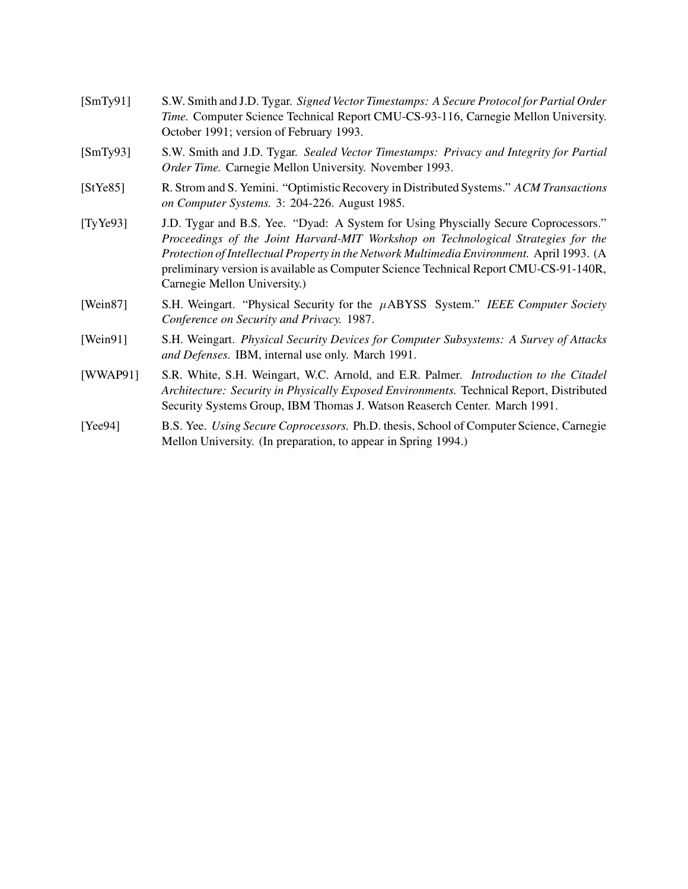[SmTy91] S.W. Smith and J.D. Tygar. *Signed Vector Timestamps: A Secure Protocol for Partial Order Time.* Computer Science Technical Report CMU-CS-93-116, Carnegie Mellon University. October 1991; version of February 1993.

[SmTy93] S.W. Smith and J.D. Tygar. *Sealed Vector Timestamps: Privacy and Integrity for Partial Order Time.* Carnegie Mellon University. November 1993.

[StYe85] R. Strom and S. Yemini. "Optimistic Recovery in Distributed Systems." *ACM Transactions on Computer Systems.* 3: 204-226. August 1985.

[TyYe93] J.D. Tygar and B.S. Yee. "Dyad: A System for Using Physcially Secure Coprocessors." *Proceedings of the Joint Harvard-MIT Workshop on Technological Strategies for the Protection of Intellectual Property in the Network Multimedia Environment.* April 1993. (A preliminary version is available as Computer Science Technical Report CMU-CS-91-140R, Carnegie Mellon University.)

[Wein87] S.H. Weingart. "Physical Security for the $\mu$ABYSS System." *IEEE Computer Society Conference on Security and Privacy.* 1987.

[Wein91] S.H. Weingart. *Physical Security Devices for Computer Subsystems: A Survey of Attacks and Defenses.* IBM, internal use only. March 1991.

[WWAP91] S.R. White, S.H. Weingart, W.C. Arnold, and E.R. Palmer. *Introduction to the Citadel Architecture: Security in Physically Exposed Environments.* Technical Report, Distributed Security Systems Group, IBM Thomas J. Watson Reaserch Center. March 1991.

[Yee94] B.S. Yee. *Using Secure Coprocessors.* Ph.D. thesis, School of Computer Science, Carnegie Mellon University. (In preparation, to appear in Spring 1994.)